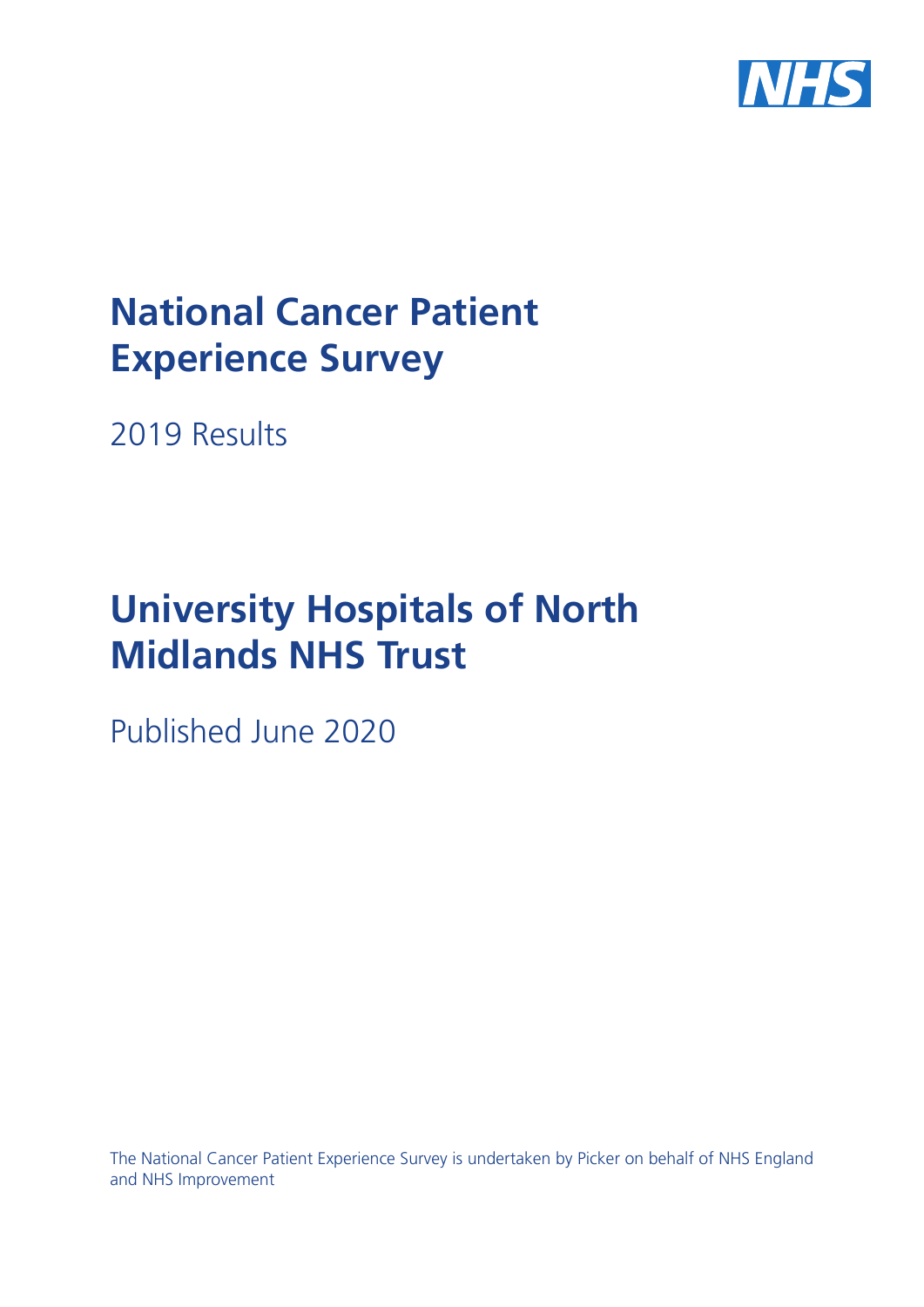# National Cancer Patient Experience Survey

2019 Results

# University Hospitals of North Midlands NHS Trust

Published June 2020

The National Cancer Patient Experience Survey is undertaken by Picker on behalf of NHS England and NHS Improvement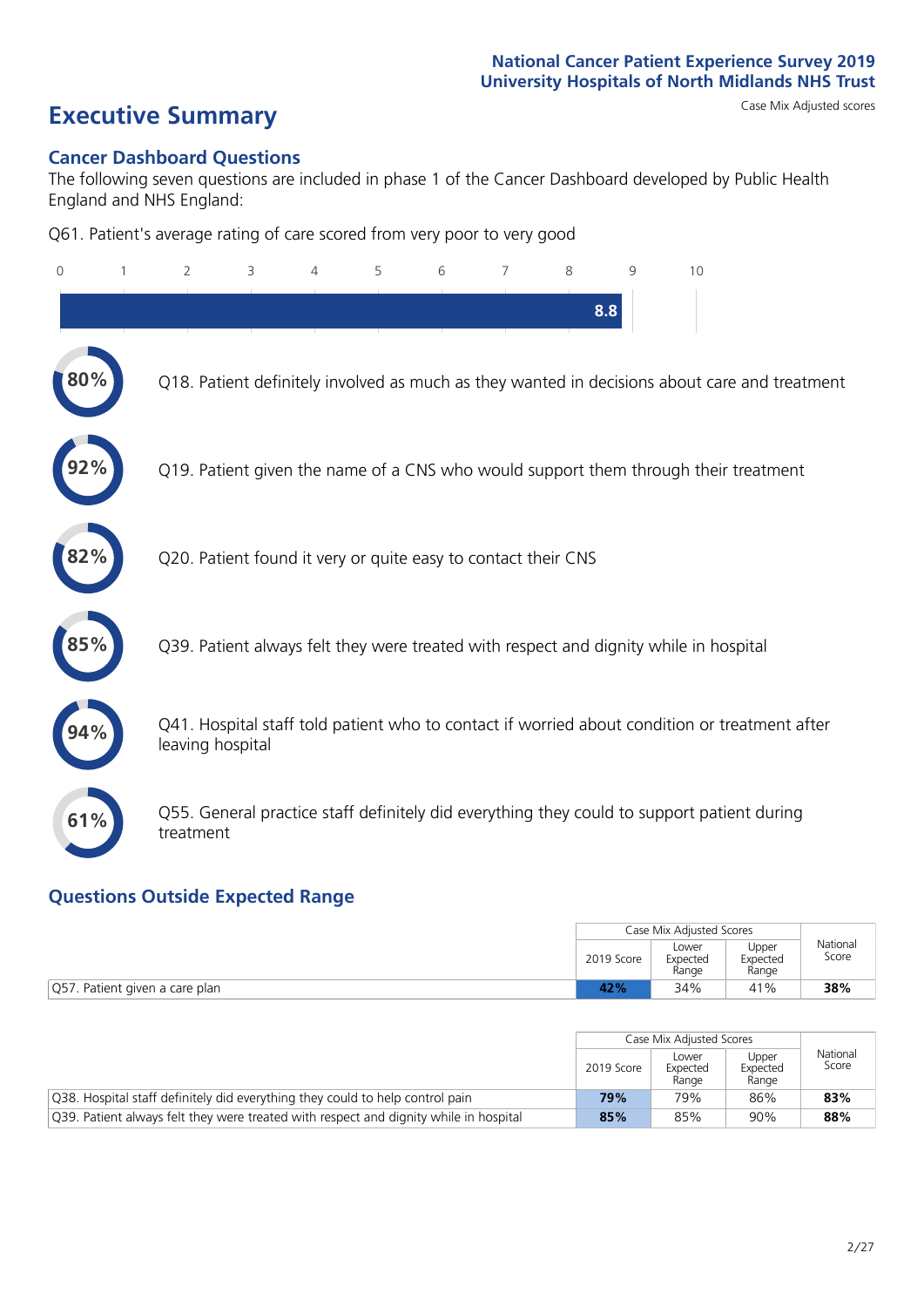National Cancer Patient Experience Survey 2019
University Hospitals of North Midlands NHS Trust

# Executive Summary

Case Mix Adjusted scores

## Cancer Dashboard Questions

The following seven questions are included in phase 1 of the Cancer Dashboard developed by Public Health England and NHS England:

Q61. Patient's average rating of care scored from very poor to very good

8.8

- 80% — Q18. Patient definitely involved as much as they wanted in decisions about care and treatment
- 92% — Q19. Patient given the name of a CNS who would support them through their treatment
- 82% — Q20. Patient found it very or quite easy to contact their CNS
- 85% — Q39. Patient always felt they were treated with respect and dignity while in hospital
- 94% — Q41. Hospital staff told patient who to contact if worried about condition or treatment after leaving hospital
- 61% — Q55. General practice staff definitely did everything they could to support patient during treatment

## Questions Outside Expected Range

| | Case Mix Adjusted Scores | | | National Score |
|---|---|---|---|---|
| | 2019 Score | Lower Expected Range | Upper Expected Range | |
| Q57. Patient given a care plan | 42% | 34% | 41% | 38% |

| | Case Mix Adjusted Scores | | | National Score |
|---|---|---|---|---|
| | 2019 Score | Lower Expected Range | Upper Expected Range | |
| Q38. Hospital staff definitely did everything they could to help control pain | 79% | 79% | 86% | 83% |
| Q39. Patient always felt they were treated with respect and dignity while in hospital | 85% | 85% | 90% | 88% |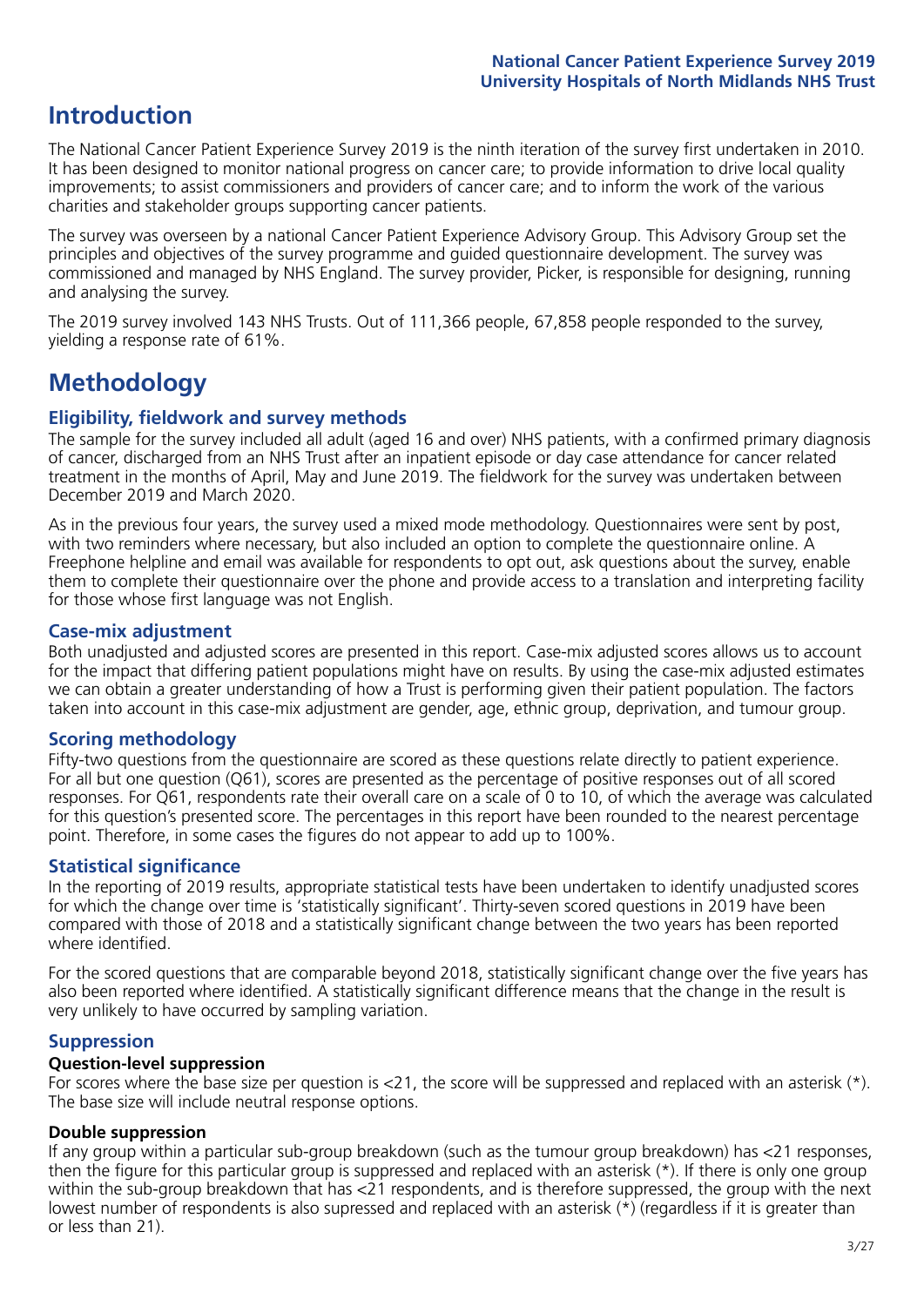# Introduction

The National Cancer Patient Experience Survey 2019 is the ninth iteration of the survey first undertaken in 2010. It has been designed to monitor national progress on cancer care; to provide information to drive local quality improvements; to assist commissioners and providers of cancer care; and to inform the work of the various charities and stakeholder groups supporting cancer patients.

The survey was overseen by a national Cancer Patient Experience Advisory Group. This Advisory Group set the principles and objectives of the survey programme and guided questionnaire development. The survey was commissioned and managed by NHS England. The survey provider, Picker, is responsible for designing, running and analysing the survey.

The 2019 survey involved 143 NHS Trusts. Out of 111,366 people, 67,858 people responded to the survey, yielding a response rate of 61%.

# Methodology

## Eligibility, fieldwork and survey methods

The sample for the survey included all adult (aged 16 and over) NHS patients, with a confirmed primary diagnosis of cancer, discharged from an NHS Trust after an inpatient episode or day case attendance for cancer related treatment in the months of April, May and June 2019. The fieldwork for the survey was undertaken between December 2019 and March 2020.

As in the previous four years, the survey used a mixed mode methodology. Questionnaires were sent by post, with two reminders where necessary, but also included an option to complete the questionnaire online. A Freephone helpline and email was available for respondents to opt out, ask questions about the survey, enable them to complete their questionnaire over the phone and provide access to a translation and interpreting facility for those whose first language was not English.

## Case-mix adjustment

Both unadjusted and adjusted scores are presented in this report. Case-mix adjusted scores allows us to account for the impact that differing patient populations might have on results. By using the case-mix adjusted estimates we can obtain a greater understanding of how a Trust is performing given their patient population. The factors taken into account in this case-mix adjustment are gender, age, ethnic group, deprivation, and tumour group.

## Scoring methodology

Fifty-two questions from the questionnaire are scored as these questions relate directly to patient experience. For all but one question (Q61), scores are presented as the percentage of positive responses out of all scored responses. For Q61, respondents rate their overall care on a scale of 0 to 10, of which the average was calculated for this question's presented score. The percentages in this report have been rounded to the nearest percentage point. Therefore, in some cases the figures do not appear to add up to 100%.

## Statistical significance

In the reporting of 2019 results, appropriate statistical tests have been undertaken to identify unadjusted scores for which the change over time is 'statistically significant'. Thirty-seven scored questions in 2019 have been compared with those of 2018 and a statistically significant change between the two years has been reported where identified.

For the scored questions that are comparable beyond 2018, statistically significant change over the five years has also been reported where identified. A statistically significant difference means that the change in the result is very unlikely to have occurred by sampling variation.

## Suppression

### Question-level suppression

For scores where the base size per question is <21, the score will be suppressed and replaced with an asterisk (*). The base size will include neutral response options.

### Double suppression

If any group within a particular sub-group breakdown (such as the tumour group breakdown) has <21 responses, then the figure for this particular group is suppressed and replaced with an asterisk (*). If there is only one group within the sub-group breakdown that has <21 respondents, and is therefore suppressed, the group with the next lowest number of respondents is also supressed and replaced with an asterisk (*) (regardless if it is greater than or less than 21).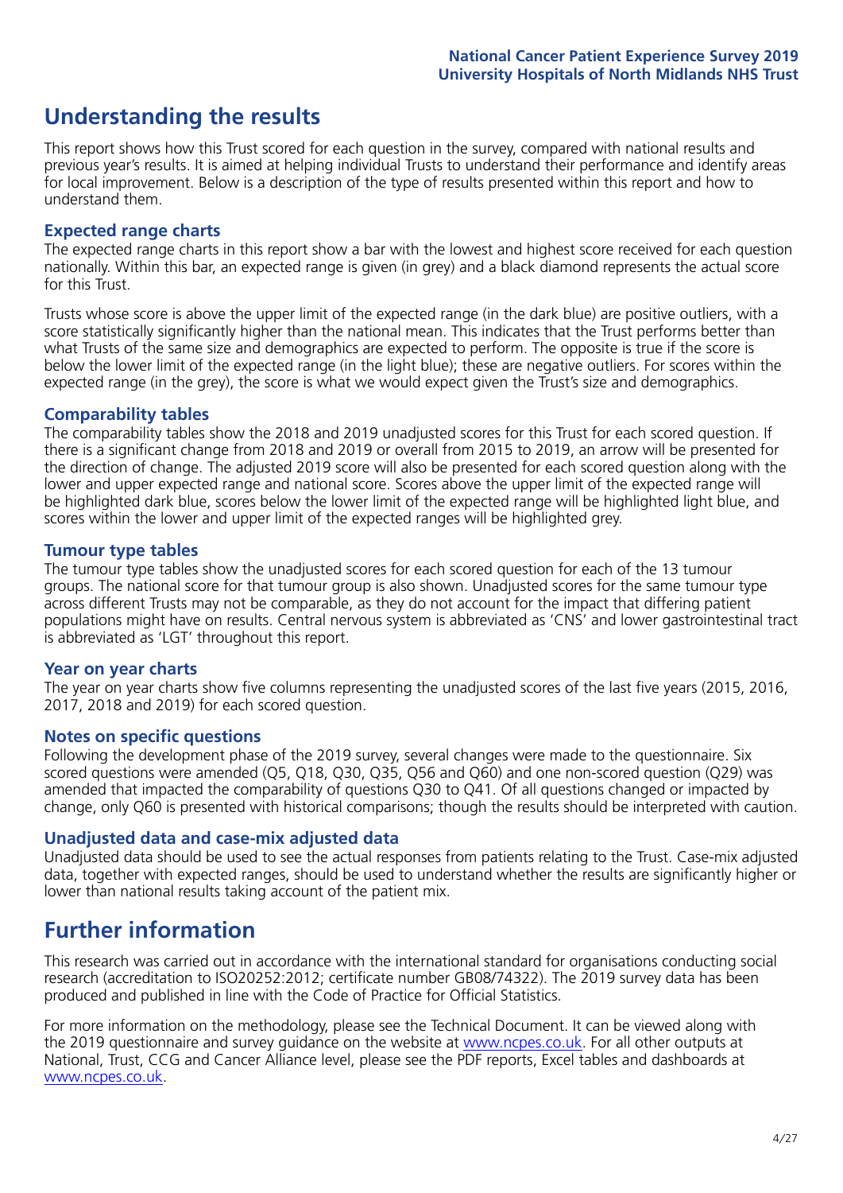# Understanding the results

This report shows how this Trust scored for each question in the survey, compared with national results and previous year's results. It is aimed at helping individual Trusts to understand their performance and identify areas for local improvement. Below is a description of the type of results presented within this report and how to understand them.

## Expected range charts

The expected range charts in this report show a bar with the lowest and highest score received for each question nationally. Within this bar, an expected range is given (in grey) and a black diamond represents the actual score for this Trust.

Trusts whose score is above the upper limit of the expected range (in the dark blue) are positive outliers, with a score statistically significantly higher than the national mean. This indicates that the Trust performs better than what Trusts of the same size and demographics are expected to perform. The opposite is true if the score is below the lower limit of the expected range (in the light blue); these are negative outliers. For scores within the expected range (in the grey), the score is what we would expect given the Trust's size and demographics.

## Comparability tables

The comparability tables show the 2018 and 2019 unadjusted scores for this Trust for each scored question. If there is a significant change from 2018 and 2019 or overall from 2015 to 2019, an arrow will be presented for the direction of change. The adjusted 2019 score will also be presented for each scored question along with the lower and upper expected range and national score. Scores above the upper limit of the expected range will be highlighted dark blue, scores below the lower limit of the expected range will be highlighted light blue, and scores within the lower and upper limit of the expected ranges will be highlighted grey.

## Tumour type tables

The tumour type tables show the unadjusted scores for each scored question for each of the 13 tumour groups. The national score for that tumour group is also shown. Unadjusted scores for the same tumour type across different Trusts may not be comparable, as they do not account for the impact that differing patient populations might have on results. Central nervous system is abbreviated as 'CNS' and lower gastrointestinal tract is abbreviated as 'LGT' throughout this report.

## Year on year charts

The year on year charts show five columns representing the unadjusted scores of the last five years (2015, 2016, 2017, 2018 and 2019) for each scored question.

## Notes on specific questions

Following the development phase of the 2019 survey, several changes were made to the questionnaire. Six scored questions were amended (Q5, Q18, Q30, Q35, Q56 and Q60) and one non-scored question (Q29) was amended that impacted the comparability of questions Q30 to Q41. Of all questions changed or impacted by change, only Q60 is presented with historical comparisons; though the results should be interpreted with caution.

## Unadjusted data and case-mix adjusted data

Unadjusted data should be used to see the actual responses from patients relating to the Trust. Case-mix adjusted data, together with expected ranges, should be used to understand whether the results are significantly higher or lower than national results taking account of the patient mix.

# Further information

This research was carried out in accordance with the international standard for organisations conducting social research (accreditation to ISO20252:2012; certificate number GB08/74322). The 2019 survey data has been produced and published in line with the Code of Practice for Official Statistics.

For more information on the methodology, please see the Technical Document. It can be viewed along with the 2019 questionnaire and survey guidance on the website at [www.ncpes.co.uk](www.ncpes.co.uk). For all other outputs at National, Trust, CCG and Cancer Alliance level, please see the PDF reports, Excel tables and dashboards at [www.ncpes.co.uk](www.ncpes.co.uk).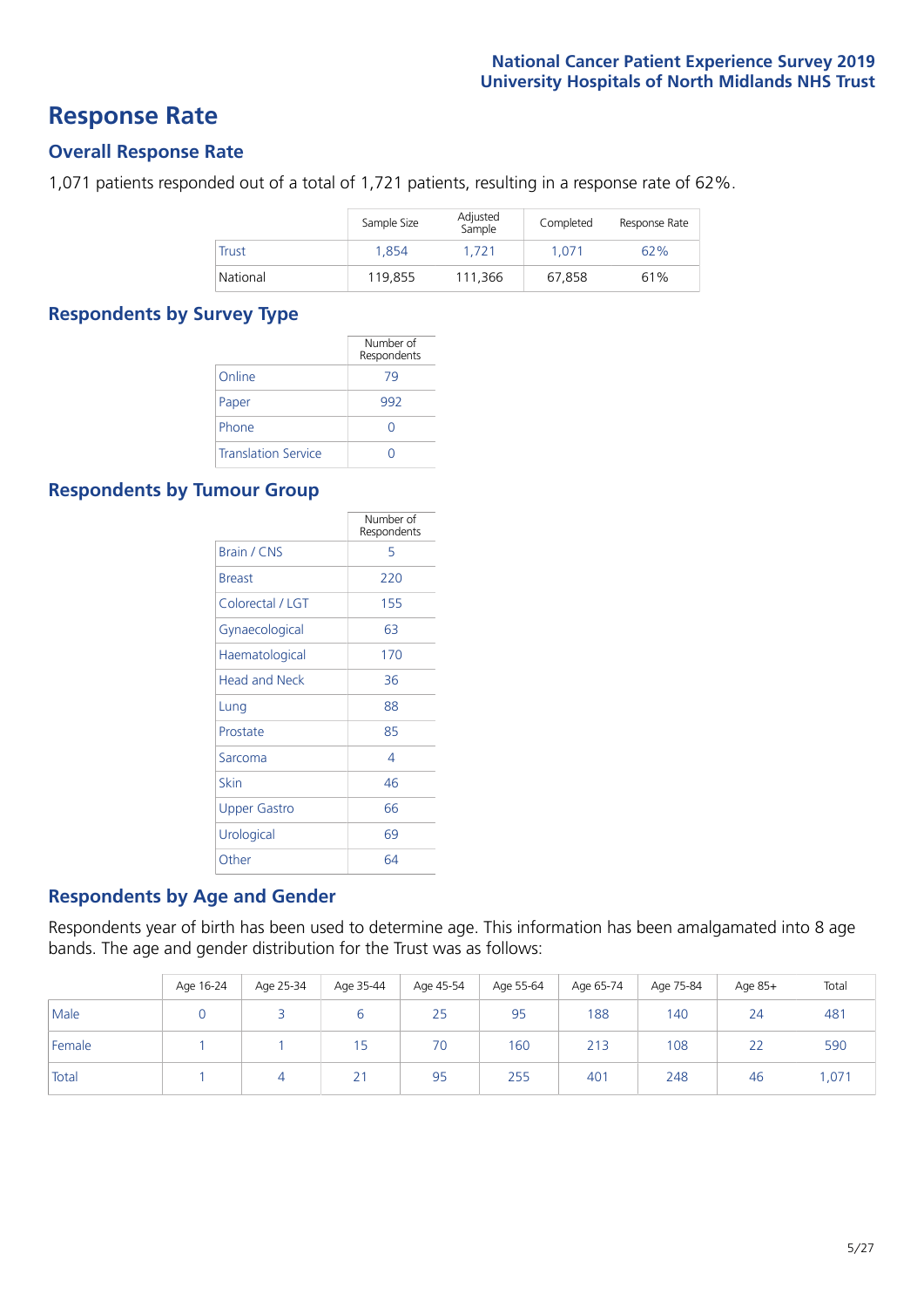# Response Rate

## Overall Response Rate

1,071 patients responded out of a total of 1,721 patients, resulting in a response rate of 62%.

| | Sample Size | Adjusted Sample | Completed | Response Rate |
|---|---|---|---|---|
| Trust | 1,854 | 1,721 | 1,071 | 62% |
| National | 119,855 | 111,366 | 67,858 | 61% |

## Respondents by Survey Type

| | Number of Respondents |
|---|---|
| Online | 79 |
| Paper | 992 |
| Phone | 0 |
| Translation Service | 0 |

## Respondents by Tumour Group

| | Number of Respondents |
|---|---|
| Brain / CNS | 5 |
| Breast | 220 |
| Colorectal / LGT | 155 |
| Gynaecological | 63 |
| Haematological | 170 |
| Head and Neck | 36 |
| Lung | 88 |
| Prostate | 85 |
| Sarcoma | 4 |
| Skin | 46 |
| Upper Gastro | 66 |
| Urological | 69 |
| Other | 64 |

## Respondents by Age and Gender

Respondents year of birth has been used to determine age. This information has been amalgamated into 8 age bands. The age and gender distribution for the Trust was as follows:

| | Age 16-24 | Age 25-34 | Age 35-44 | Age 45-54 | Age 55-64 | Age 65-74 | Age 75-84 | Age 85+ | Total |
|---|---|---|---|---|---|---|---|---|---|
| Male | 0 | 3 | 6 | 25 | 95 | 188 | 140 | 24 | 481 |
| Female | 1 | 1 | 15 | 70 | 160 | 213 | 108 | 22 | 590 |
| Total | 1 | 4 | 21 | 95 | 255 | 401 | 248 | 46 | 1,071 |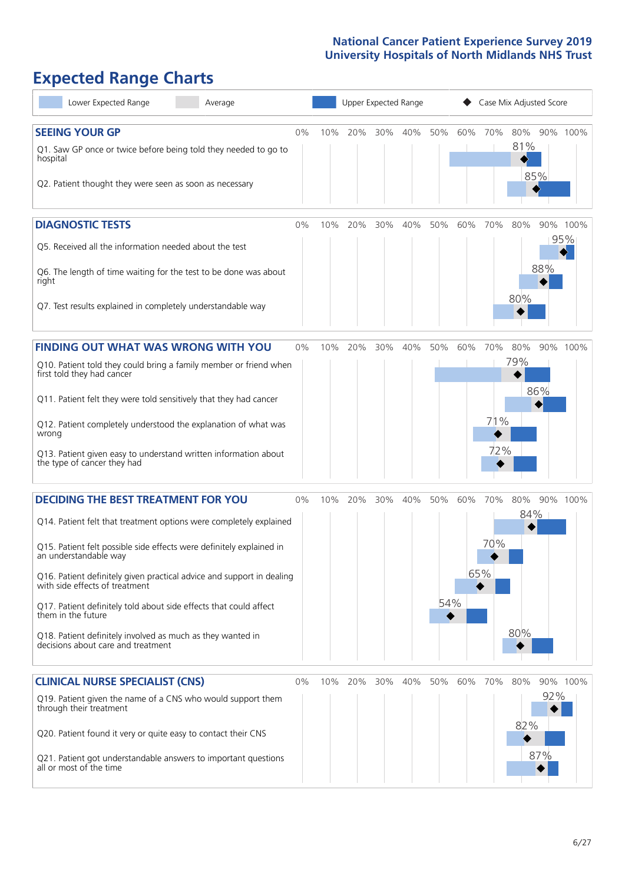# Expected Range Charts

Lower Expected Range | Average | Upper Expected Range | Case Mix Adjusted Score

## SEEING YOUR GP

| Question | Case Mix Adjusted Score |
| --- | --- |
| Q1. Saw GP once or twice before being told they needed to go to hospital | 81% |
| Q2. Patient thought they were seen as soon as necessary | 85% |

## DIAGNOSTIC TESTS

| Question | Case Mix Adjusted Score |
| --- | --- |
| Q5. Received all the information needed about the test | 95% |
| Q6. The length of time waiting for the test to be done was about right | 88% |
| Q7. Test results explained in completely understandable way | 80% |

## FINDING OUT WHAT WAS WRONG WITH YOU

| Question | Case Mix Adjusted Score |
| --- | --- |
| Q10. Patient told they could bring a family member or friend when first told they had cancer | 79% |
| Q11. Patient felt they were told sensitively that they had cancer | 86% |
| Q12. Patient completely understood the explanation of what was wrong | 71% |
| Q13. Patient given easy to understand written information about the type of cancer they had | 72% |

## DECIDING THE BEST TREATMENT FOR YOU

| Question | Case Mix Adjusted Score |
| --- | --- |
| Q14. Patient felt that treatment options were completely explained | 84% |
| Q15. Patient felt possible side effects were definitely explained in an understandable way | 70% |
| Q16. Patient definitely given practical advice and support in dealing with side effects of treatment | 65% |
| Q17. Patient definitely told about side effects that could affect them in the future | 54% |
| Q18. Patient definitely involved as much as they wanted in decisions about care and treatment | 80% |

## CLINICAL NURSE SPECIALIST (CNS)

| Question | Case Mix Adjusted Score |
| --- | --- |
| Q19. Patient given the name of a CNS who would support them through their treatment | 92% |
| Q20. Patient found it very or quite easy to contact their CNS | 82% |
| Q21. Patient got understandable answers to important questions all or most of the time | 87% |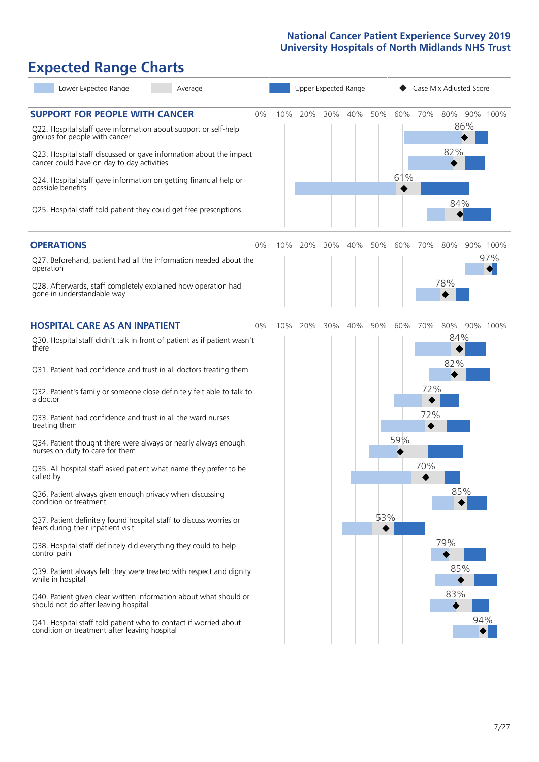National Cancer Patient Experience Survey 2019
University Hospitals of North Midlands NHS Trust

# Expected Range Charts

Lower Expected Range | Average | Upper Expected Range | ◆ Case Mix Adjusted Score

## SUPPORT FOR PEOPLE WITH CANCER

| Question | Case Mix Adjusted Score |
|---|---|
| Q22. Hospital staff gave information about support or self-help groups for people with cancer | 86% |
| Q23. Hospital staff discussed or gave information about the impact cancer could have on day to day activities | 82% |
| Q24. Hospital staff gave information on getting financial help or possible benefits | 61% |
| Q25. Hospital staff told patient they could get free prescriptions | 84% |

## OPERATIONS

| Question | Case Mix Adjusted Score |
|---|---|
| Q27. Beforehand, patient had all the information needed about the operation | 97% |
| Q28. Afterwards, staff completely explained how operation had gone in understandable way | 78% |

## HOSPITAL CARE AS AN INPATIENT

| Question | Case Mix Adjusted Score |
|---|---|
| Q30. Hospital staff didn't talk in front of patient as if patient wasn't there | 84% |
| Q31. Patient had confidence and trust in all doctors treating them | 82% |
| Q32. Patient's family or someone close definitely felt able to talk to a doctor | 72% |
| Q33. Patient had confidence and trust in all the ward nurses treating them | 72% |
| Q34. Patient thought there were always or nearly always enough nurses on duty to care for them | 59% |
| Q35. All hospital staff asked patient what name they prefer to be called by | 70% |
| Q36. Patient always given enough privacy when discussing condition or treatment | 85% |
| Q37. Patient definitely found hospital staff to discuss worries or fears during their inpatient visit | 53% |
| Q38. Hospital staff definitely did everything they could to help control pain | 79% |
| Q39. Patient always felt they were treated with respect and dignity while in hospital | 85% |
| Q40. Patient given clear written information about what should or should not do after leaving hospital | 83% |
| Q41. Hospital staff told patient who to contact if worried about condition or treatment after leaving hospital | 94% |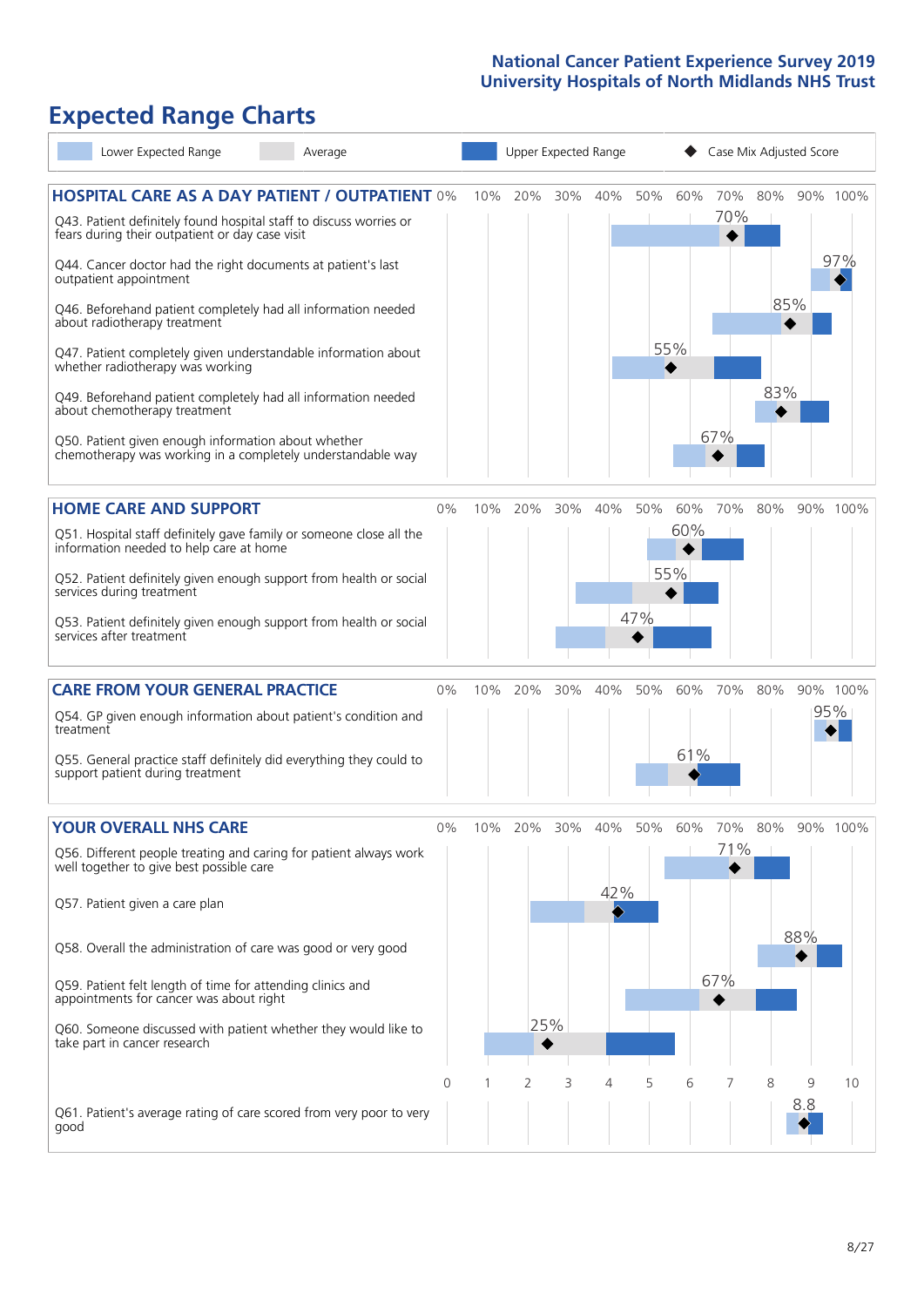# Expected Range Charts

Legend: Lower Expected Range | Average | Upper Expected Range | Case Mix Adjusted Score

## HOSPITAL CARE AS A DAY PATIENT / OUTPATIENT

| Question | Case Mix Adjusted Score |
| --- | --- |
| Q43. Patient definitely found hospital staff to discuss worries or fears during their outpatient or day case visit | 70% |
| Q44. Cancer doctor had the right documents at patient's last outpatient appointment | 97% |
| Q46. Beforehand patient completely had all information needed about radiotherapy treatment | 85% |
| Q47. Patient completely given understandable information about whether radiotherapy treatment was working | 55% |
| Q49. Beforehand patient completely had all information needed about chemotherapy treatment | 83% |
| Q50. Patient given enough information about whether chemotherapy was working in a completely understandable way | 67% |

## HOME CARE AND SUPPORT

| Question | Case Mix Adjusted Score |
| --- | --- |
| Q51. Hospital staff definitely gave family or someone close all the information needed to help care at home | 60% |
| Q52. Patient definitely given enough support from health or social services during treatment | 55% |
| Q53. Patient definitely given enough support from health or social services after treatment | 47% |

## CARE FROM YOUR GENERAL PRACTICE

| Question | Case Mix Adjusted Score |
| --- | --- |
| Q54. GP given enough information about patient's condition and treatment | 95% |
| Q55. General practice staff definitely did everything they could to support patient during treatment | 61% |

## YOUR OVERALL NHS CARE

| Question | Case Mix Adjusted Score |
| --- | --- |
| Q56. Different people treating and caring for patient always work well together to give best possible care | 71% |
| Q57. Patient given a care plan | 42% |
| Q58. Overall the administration of care was good or very good | 88% |
| Q59. Patient felt length of time for attending clinics and appointments for cancer was about right | 67% |
| Q60. Someone discussed with patient whether they would like to take part in cancer research | 25% |
| Q61. Patient's average rating of care scored from very poor to very good | 8.8 |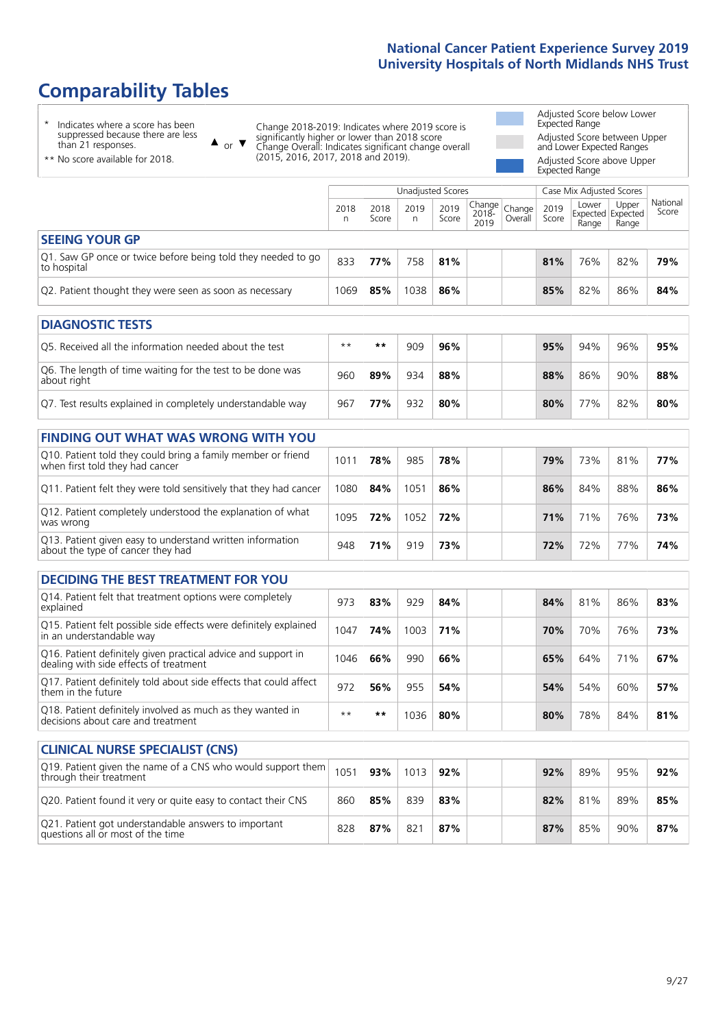# Comparability Tables

\* Indicates where a score has been suppressed because there are less than 21 responses.

\*\* No score available for 2018.

▲ or ▼ Change 2018-2019: Indicates where 2019 score is significantly higher or lower than 2018 score. Change Overall: Indicates significant change overall (2015, 2016, 2017, 2018 and 2019).

Adjusted Score below Lower Expected Range

Adjusted Score between Upper and Lower Expected Ranges

Adjusted Score above Upper Expected Range

| | Unadjusted Scores | | | | | | Case Mix Adjusted Scores | | | |
|---|---|---|---|---|---|---|---|---|---|---|
| | 2018 n | 2018 Score | 2019 n | 2019 Score | Change 2018-2019 | Change Overall | 2019 Score | Lower Expected Range | Upper Expected Range | National Score |
| **SEEING YOUR GP** | | | | | | | | | | |
| Q1. Saw GP once or twice before being told they needed to go to hospital | 833 | **77%** | 758 | **81%** | | | **81%** | 76% | 82% | **79%** |
| Q2. Patient thought they were seen as soon as necessary | 1069 | **85%** | 1038 | **86%** | | | **85%** | 82% | 86% | **84%** |
| **DIAGNOSTIC TESTS** | | | | | | | | | | |
| Q5. Received all the information needed about the test | ** | ** | 909 | **96%** | | | **95%** | 94% | 96% | **95%** |
| Q6. The length of time waiting for the test to be done was about right | 960 | **89%** | 934 | **88%** | | | **88%** | 86% | 90% | **88%** |
| Q7. Test results explained in completely understandable way | 967 | **77%** | 932 | **80%** | | | **80%** | 77% | 82% | **80%** |
| **FINDING OUT WHAT WAS WRONG WITH YOU** | | | | | | | | | | |
| Q10. Patient told they could bring a family member or friend when first told they had cancer | 1011 | **78%** | 985 | **78%** | | | **79%** | 73% | 81% | **77%** |
| Q11. Patient felt they were told sensitively that they had cancer | 1080 | **84%** | 1051 | **86%** | | | **86%** | 84% | 88% | **86%** |
| Q12. Patient completely understood the explanation of what was wrong | 1095 | **72%** | 1052 | **72%** | | | **71%** | 71% | 76% | **73%** |
| Q13. Patient given easy to understand written information about the type of cancer they had | 948 | **71%** | 919 | **73%** | | | **72%** | 72% | 77% | **74%** |
| **DECIDING THE BEST TREATMENT FOR YOU** | | | | | | | | | | |
| Q14. Patient felt that treatment options were completely explained | 973 | **83%** | 929 | **84%** | | | **84%** | 81% | 86% | **83%** |
| Q15. Patient felt possible side effects were definitely explained in an understandable way | 1047 | **74%** | 1003 | **71%** | | | **70%** | 70% | 76% | **73%** |
| Q16. Patient definitely given practical advice and support in dealing with side effects of treatment | 1046 | **66%** | 990 | **66%** | | | **65%** | 64% | 71% | **67%** |
| Q17. Patient definitely told about side effects that could affect them in the future | 972 | **56%** | 955 | **54%** | | | **54%** | 54% | 60% | **57%** |
| Q18. Patient definitely involved as much as they wanted in decisions about care and treatment | ** | ** | 1036 | **80%** | | | **80%** | 78% | 84% | **81%** |
| **CLINICAL NURSE SPECIALIST (CNS)** | | | | | | | | | | |
| Q19. Patient given the name of a CNS who would support them through their treatment | 1051 | **93%** | 1013 | **92%** | | | **92%** | 89% | 95% | **92%** |
| Q20. Patient found it very or quite easy to contact their CNS | 860 | **85%** | 839 | **83%** | | | **82%** | 81% | 89% | **85%** |
| Q21. Patient got understandable answers to important questions all or most of the time | 828 | **87%** | 821 | **87%** | | | **87%** | 85% | 90% | **87%** |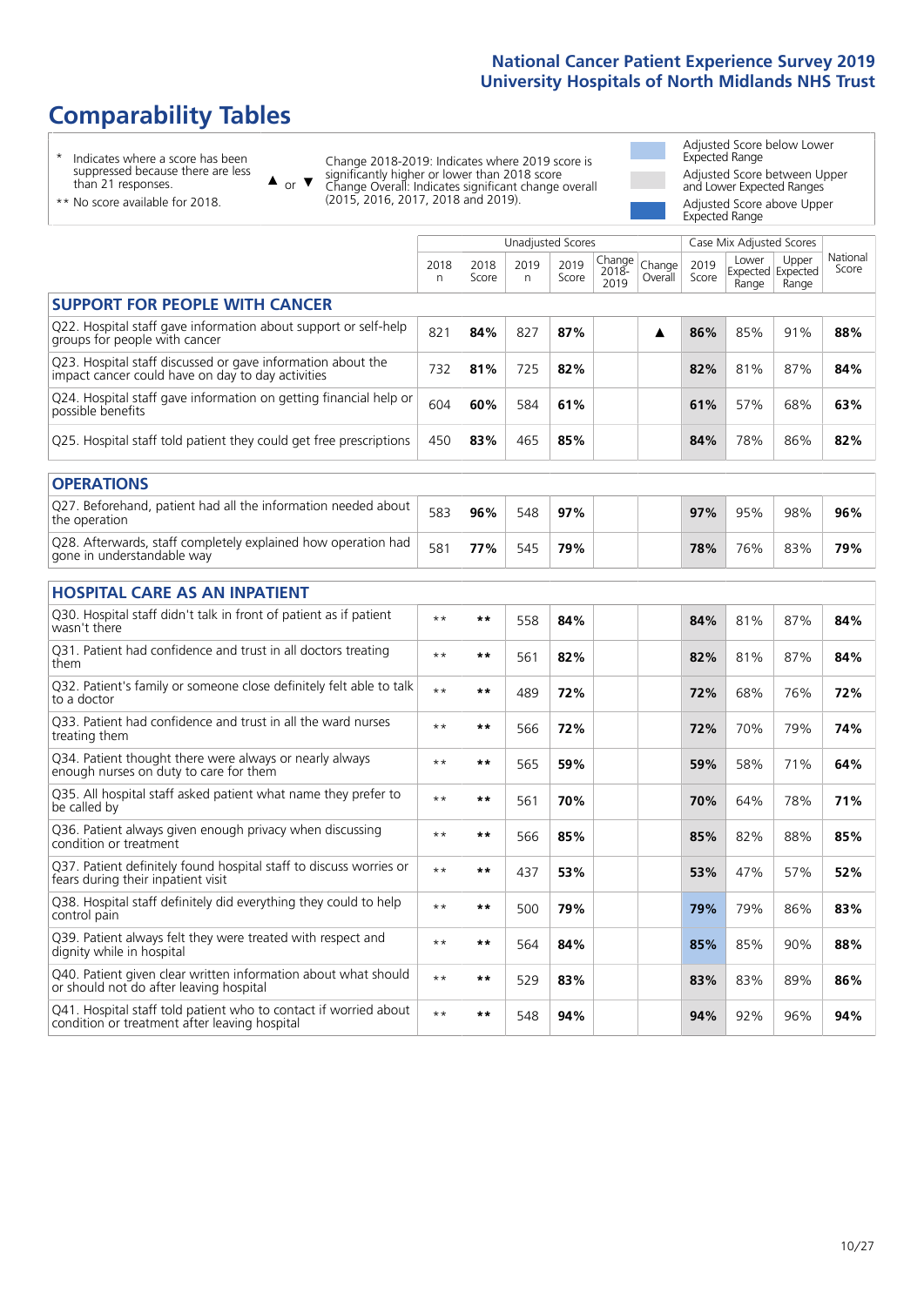# Comparability Tables

\* Indicates where a score has been suppressed because there are less than 21 responses.

** No score available for 2018.

▲ or ▼ Change 2018-2019: Indicates where 2019 score is significantly higher or lower than 2018 score. Change Overall: Indicates significant change overall (2015, 2016, 2017, 2018 and 2019).

Adjusted Score below Lower Expected Range

Adjusted Score between Upper and Lower Expected Ranges

Adjusted Score above Upper Expected Range

| | Unadjusted Scores | | | | | | Case Mix Adjusted Scores | | | |
|---|---|---|---|---|---|---|---|---|---|---|
| | 2018 n | 2018 Score | 2019 n | 2019 Score | Change 2018-2019 | Change Overall | 2019 Score | Lower Expected Range | Upper Expected Range | National Score |
| **SUPPORT FOR PEOPLE WITH CANCER** | | | | | | | | | | |
| Q22. Hospital staff gave information about support or self-help groups for people with cancer | 821 | 84% | 827 | 87% | | ▲ | 86% | 85% | 91% | 88% |
| Q23. Hospital staff discussed or gave information about the impact cancer could have on day to day activities | 732 | 81% | 725 | 82% | | | 82% | 81% | 87% | 84% |
| Q24. Hospital staff gave information on getting financial help or possible benefits | 604 | 60% | 584 | 61% | | | 61% | 57% | 68% | 63% |
| Q25. Hospital staff told patient they could get free prescriptions | 450 | 83% | 465 | 85% | | | 84% | 78% | 86% | 82% |
| **OPERATIONS** | | | | | | | | | | |
| Q27. Beforehand, patient had all the information needed about the operation | 583 | 96% | 548 | 97% | | | 97% | 95% | 98% | 96% |
| Q28. Afterwards, staff completely explained how operation had gone in understandable way | 581 | 77% | 545 | 79% | | | 78% | 76% | 83% | 79% |
| **HOSPITAL CARE AS AN INPATIENT** | | | | | | | | | | |
| Q30. Hospital staff didn't talk in front of patient as if patient wasn't there | ** | ** | 558 | 84% | | | 84% | 81% | 87% | 84% |
| Q31. Patient had confidence and trust in all doctors treating them | ** | ** | 561 | 82% | | | 82% | 81% | 87% | 84% |
| Q32. Patient's family or someone close definitely felt able to talk to a doctor | ** | ** | 489 | 72% | | | 72% | 68% | 76% | 72% |
| Q33. Patient had confidence and trust in all the ward nurses treating them | ** | ** | 566 | 72% | | | 72% | 70% | 79% | 74% |
| Q34. Patient thought there were always or nearly always enough nurses on duty to care for them | ** | ** | 565 | 59% | | | 59% | 58% | 71% | 64% |
| Q35. All hospital staff asked patient what name they prefer to be called by | ** | ** | 561 | 70% | | | 70% | 64% | 78% | 71% |
| Q36. Patient always given enough privacy when discussing condition or treatment | ** | ** | 566 | 85% | | | 85% | 82% | 88% | 85% |
| Q37. Patient definitely found hospital staff to discuss worries or fears during their inpatient visit | ** | ** | 437 | 53% | | | 53% | 47% | 57% | 52% |
| Q38. Hospital staff definitely did everything they could to help control pain | ** | ** | 500 | 79% | | | 79% | 79% | 86% | 83% |
| Q39. Patient always felt they were treated with respect and dignity while in hospital | ** | ** | 564 | 84% | | | 85% | 85% | 90% | 88% |
| Q40. Patient given clear written information about what should or should not do after leaving hospital | ** | ** | 529 | 83% | | | 83% | 83% | 89% | 86% |
| Q41. Hospital staff told patient who to contact if worried about condition or treatment after leaving hospital | ** | ** | 548 | 94% | | | 94% | 92% | 96% | 94% |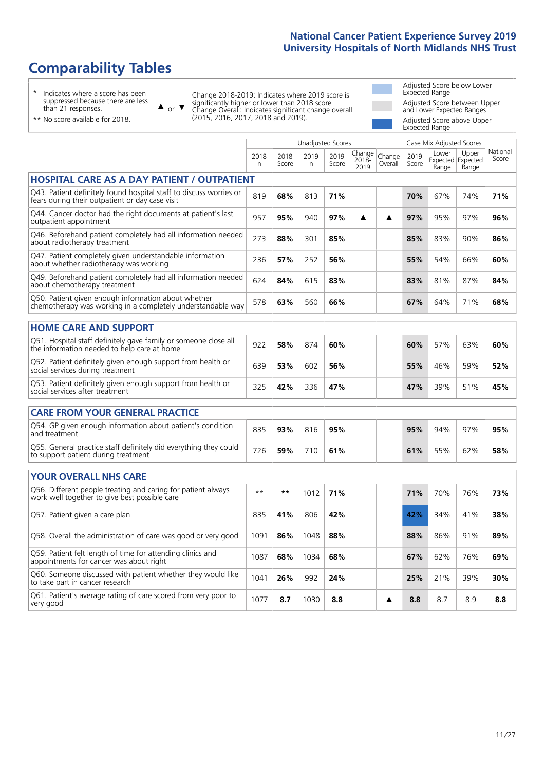# Comparability Tables

\* Indicates where a score has been suppressed because there are less than 21 responses.

\*\* No score available for 2018.

▲ or ▼ Change 2018-2019: Indicates where 2019 score is significantly higher or lower than 2018 score. Change Overall: Indicates significant change overall (2015, 2016, 2017, 2018 and 2019).

Adjusted Score below Lower Expected Range

Adjusted Score between Upper and Lower Expected Ranges

Adjusted Score above Upper Expected Range

| | Unadjusted Scores | | | | | | Case Mix Adjusted Scores | | | |
|---|---|---|---|---|---|---|---|---|---|---|
| | 2018 n | 2018 Score | 2019 n | 2019 Score | Change 2018-2019 | Change Overall | 2019 Score | Lower Expected Range | Upper Expected Range | National Score |
| **HOSPITAL CARE AS A DAY PATIENT / OUTPATIENT** | | | | | | | | | | |
| Q43. Patient definitely found hospital staff to discuss worries or fears during their outpatient or day case visit | 819 | **68%** | 813 | **71%** | | | **70%** | 67% | 74% | **71%** |
| Q44. Cancer doctor had the right documents at patient's last outpatient appointment | 957 | **95%** | 940 | **97%** | ▲ | ▲ | **97%** | 95% | 97% | **96%** |
| Q46. Beforehand patient completely had all information needed about radiotherapy treatment | 273 | **88%** | 301 | **85%** | | | **85%** | 83% | 90% | **86%** |
| Q47. Patient completely given understandable information about whether radiotherapy was working | 236 | **57%** | 252 | **56%** | | | **55%** | 54% | 66% | **60%** |
| Q49. Beforehand patient completely had all information needed about chemotherapy treatment | 624 | **84%** | 615 | **83%** | | | **83%** | 81% | 87% | **84%** |
| Q50. Patient given enough information about whether chemotherapy was working in a completely understandable way | 578 | **63%** | 560 | **66%** | | | **67%** | 64% | 71% | **68%** |
| **HOME CARE AND SUPPORT** | | | | | | | | | | |
| Q51. Hospital staff definitely gave family or someone close all the information needed to help care at home | 922 | **58%** | 874 | **60%** | | | **60%** | 57% | 63% | **60%** |
| Q52. Patient definitely given enough support from health or social services during treatment | 639 | **53%** | 602 | **56%** | | | **55%** | 46% | 59% | **52%** |
| Q53. Patient definitely given enough support from health or social services after treatment | 325 | **42%** | 336 | **47%** | | | **47%** | 39% | 51% | **45%** |
| **CARE FROM YOUR GENERAL PRACTICE** | | | | | | | | | | |
| Q54. GP given enough information about patient's condition and treatment | 835 | **93%** | 816 | **95%** | | | **95%** | 94% | 97% | **95%** |
| Q55. General practice staff definitely did everything they could to support patient during treatment | 726 | **59%** | 710 | **61%** | | | **61%** | 55% | 62% | **58%** |
| **YOUR OVERALL NHS CARE** | | | | | | | | | | |
| Q56. Different people treating and caring for patient always work well together to give best possible care | ** | ** | 1012 | **71%** | | | **71%** | 70% | 76% | **73%** |
| Q57. Patient given a care plan | 835 | **41%** | 806 | **42%** | | | **42%** | 34% | 41% | **38%** |
| Q58. Overall the administration of care was good or very good | 1091 | **86%** | 1048 | **88%** | | | **88%** | 86% | 91% | **89%** |
| Q59. Patient felt length of time for attending clinics and appointments for cancer was about right | 1087 | **68%** | 1034 | **68%** | | | **67%** | 62% | 76% | **69%** |
| Q60. Someone discussed with patient whether they would like to take part in cancer research | 1041 | **26%** | 992 | **24%** | | | **25%** | 21% | 39% | **30%** |
| Q61. Patient's average rating of care scored from very poor to very good | 1077 | **8.7** | 1030 | **8.8** | | ▲ | **8.8** | 8.7 | 8.9 | **8.8** |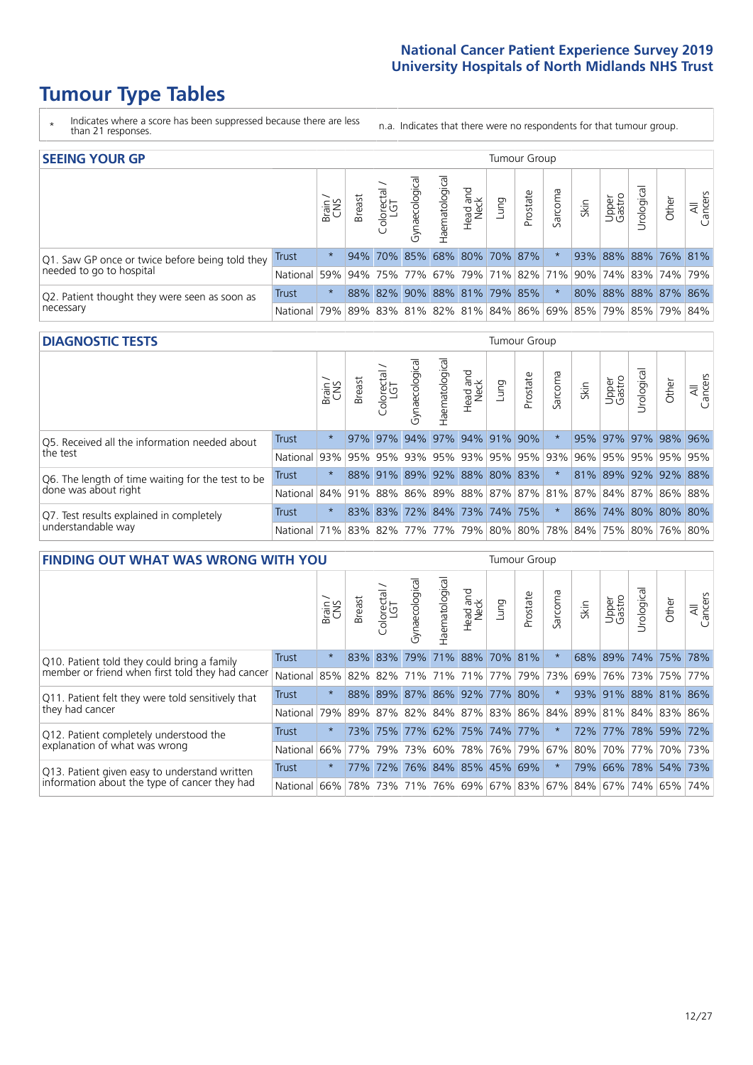# Tumour Type Tables

\* Indicates where a score has been suppressed because there are less than 21 responses.

n.a. Indicates that there were no respondents for that tumour group.

## SEEING YOUR GP

| | | Brain / CNS | Breast | Colorectal / LGT | Gynaecological | Haematological | Head and Neck | Lung | Prostate | Sarcoma | Skin | Upper Gastro | Urological | Other | All Cancers |
|---|---|---|---|---|---|---|---|---|---|---|---|---|---|---|---|
| Q1. Saw GP once or twice before being told they needed to go to hospital | Trust | * | 94% | 70% | 85% | 68% | 80% | 70% | 87% | * | 93% | 88% | 88% | 76% | 81% |
| | National | 59% | 94% | 75% | 77% | 67% | 79% | 71% | 82% | 71% | 90% | 74% | 83% | 74% | 79% |
| Q2. Patient thought they were seen as soon as necessary | Trust | * | 88% | 82% | 90% | 88% | 81% | 79% | 85% | * | 80% | 88% | 88% | 87% | 86% |
| | National | 79% | 89% | 83% | 81% | 82% | 81% | 84% | 86% | 69% | 85% | 79% | 85% | 79% | 84% |

## DIAGNOSTIC TESTS

| | | Brain / CNS | Breast | Colorectal / LGT | Gynaecological | Haematological | Head and Neck | Lung | Prostate | Sarcoma | Skin | Upper Gastro | Urological | Other | All Cancers |
|---|---|---|---|---|---|---|---|---|---|---|---|---|---|---|---|
| Q5. Received all the information needed about the test | Trust | * | 97% | 97% | 94% | 97% | 94% | 91% | 90% | * | 95% | 97% | 97% | 98% | 96% |
| | National | 93% | 95% | 95% | 93% | 95% | 93% | 95% | 95% | 93% | 96% | 95% | 95% | 95% | 95% |
| Q6. The length of time waiting for the test to be done was about right | Trust | * | 88% | 91% | 89% | 92% | 88% | 80% | 83% | * | 81% | 89% | 92% | 92% | 88% |
| | National | 84% | 91% | 88% | 86% | 89% | 88% | 87% | 87% | 81% | 87% | 84% | 87% | 86% | 88% |
| Q7. Test results explained in completely understandable way | Trust | * | 83% | 83% | 72% | 84% | 73% | 74% | 75% | * | 86% | 74% | 80% | 80% | 80% |
| | National | 71% | 83% | 82% | 77% | 77% | 79% | 80% | 80% | 78% | 84% | 75% | 80% | 76% | 80% |

## FINDING OUT WHAT WAS WRONG WITH YOU

| | | Brain / CNS | Breast | Colorectal / LGT | Gynaecological | Haematological | Head and Neck | Lung | Prostate | Sarcoma | Skin | Upper Gastro | Urological | Other | All Cancers |
|---|---|---|---|---|---|---|---|---|---|---|---|---|---|---|---|
| Q10. Patient told they could bring a family member or friend when first told they had cancer | Trust | * | 83% | 83% | 79% | 71% | 88% | 70% | 81% | * | 68% | 89% | 74% | 75% | 78% |
| | National | 85% | 82% | 82% | 71% | 71% | 71% | 77% | 79% | 73% | 69% | 76% | 73% | 75% | 77% |
| Q11. Patient felt they were told sensitively that they had cancer | Trust | * | 88% | 89% | 87% | 86% | 92% | 77% | 80% | * | 93% | 91% | 88% | 81% | 86% |
| | National | 79% | 89% | 87% | 82% | 84% | 87% | 83% | 86% | 84% | 89% | 81% | 84% | 83% | 86% |
| Q12. Patient completely understood the explanation of what was wrong | Trust | * | 73% | 75% | 77% | 62% | 75% | 74% | 77% | * | 72% | 77% | 78% | 59% | 72% |
| | National | 66% | 77% | 79% | 73% | 60% | 78% | 76% | 79% | 67% | 80% | 70% | 77% | 70% | 73% |
| Q13. Patient given easy to understand written information about the type of cancer they had | Trust | * | 77% | 72% | 76% | 84% | 85% | 45% | 69% | * | 79% | 66% | 78% | 54% | 73% |
| | National | 66% | 78% | 73% | 71% | 76% | 69% | 67% | 83% | 67% | 84% | 67% | 74% | 65% | 74% |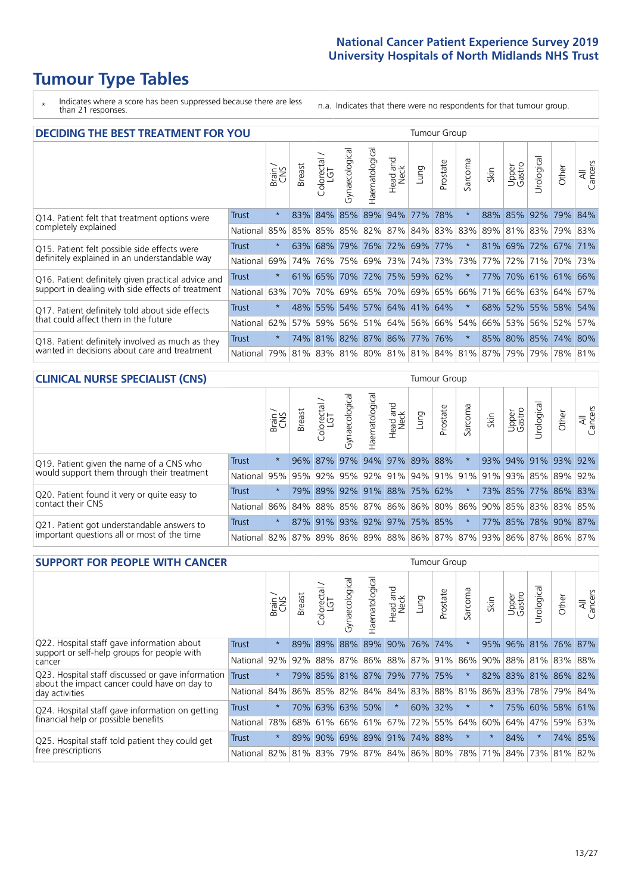# Tumour Type Tables

\* Indicates where a score has been suppressed because there are less than 21 responses.

n.a. Indicates that there were no respondents for that tumour group.

## DECIDING THE BEST TREATMENT FOR YOU

| | | Brain / CNS | Breast | Colorectal / LGT | Gynaecological | Haematological | Head and Neck | Lung | Prostate | Sarcoma | Skin | Upper Gastro | Urological | Other | All Cancers |
|---|---|---|---|---|---|---|---|---|---|---|---|---|---|---|---|
| Q14. Patient felt that treatment options were completely explained | Trust | * | 83% | 84% | 85% | 89% | 94% | 77% | 78% | * | 88% | 85% | 92% | 79% | 84% |
| | National | 85% | 85% | 85% | 85% | 82% | 87% | 84% | 83% | 83% | 89% | 81% | 83% | 79% | 83% |
| Q15. Patient felt possible side effects were definitely explained in an understandable way | Trust | * | 63% | 68% | 79% | 76% | 72% | 69% | 77% | * | 81% | 69% | 72% | 67% | 71% |
| | National | 69% | 74% | 76% | 75% | 69% | 73% | 74% | 73% | 73% | 77% | 72% | 71% | 70% | 73% |
| Q16. Patient definitely given practical advice and support in dealing with side effects of treatment | Trust | * | 61% | 65% | 70% | 72% | 75% | 59% | 62% | * | 77% | 70% | 61% | 61% | 66% |
| | National | 63% | 70% | 70% | 69% | 65% | 70% | 69% | 65% | 66% | 71% | 66% | 63% | 64% | 67% |
| Q17. Patient definitely told about side effects that could affect them in the future | Trust | * | 48% | 55% | 54% | 57% | 64% | 41% | 64% | * | 68% | 52% | 55% | 58% | 54% |
| | National | 62% | 57% | 59% | 56% | 51% | 64% | 56% | 66% | 54% | 66% | 53% | 56% | 52% | 57% |
| Q18. Patient definitely involved as much as they wanted in decisions about care and treatment | Trust | * | 74% | 81% | 82% | 87% | 86% | 77% | 76% | * | 85% | 80% | 85% | 74% | 80% |
| | National | 79% | 81% | 83% | 81% | 80% | 81% | 81% | 84% | 81% | 87% | 79% | 79% | 78% | 81% |

## CLINICAL NURSE SPECIALIST (CNS)

| | | Brain / CNS | Breast | Colorectal / LGT | Gynaecological | Haematological | Head and Neck | Lung | Prostate | Sarcoma | Skin | Upper Gastro | Urological | Other | All Cancers |
|---|---|---|---|---|---|---|---|---|---|---|---|---|---|---|---|
| Q19. Patient given the name of a CNS who would support them through their treatment | Trust | * | 96% | 87% | 97% | 94% | 97% | 89% | 88% | * | 93% | 94% | 91% | 93% | 92% |
| | National | 95% | 95% | 92% | 95% | 92% | 91% | 94% | 91% | 91% | 91% | 93% | 85% | 89% | 92% |
| Q20. Patient found it very or quite easy to contact their CNS | Trust | * | 79% | 89% | 92% | 91% | 88% | 75% | 62% | * | 73% | 85% | 77% | 86% | 83% |
| | National | 86% | 84% | 88% | 85% | 87% | 86% | 86% | 80% | 86% | 90% | 85% | 83% | 83% | 85% |
| Q21. Patient got understandable answers to important questions all or most of the time | Trust | * | 87% | 91% | 93% | 92% | 97% | 75% | 85% | * | 77% | 85% | 78% | 90% | 87% |
| | National | 82% | 87% | 89% | 86% | 89% | 88% | 86% | 87% | 87% | 93% | 86% | 87% | 86% | 87% |

## SUPPORT FOR PEOPLE WITH CANCER

| | | Brain / CNS | Breast | Colorectal / LGT | Gynaecological | Haematological | Head and Neck | Lung | Prostate | Sarcoma | Skin | Upper Gastro | Urological | Other | All Cancers |
|---|---|---|---|---|---|---|---|---|---|---|---|---|---|---|---|
| Q22. Hospital staff gave information about support or self-help groups for people with cancer | Trust | * | 89% | 89% | 88% | 89% | 90% | 76% | 74% | * | 95% | 96% | 81% | 76% | 87% |
| | National | 92% | 92% | 88% | 87% | 86% | 88% | 87% | 91% | 86% | 90% | 88% | 81% | 83% | 88% |
| Q23. Hospital staff discussed or gave information about the impact cancer could have on day to day activities | Trust | * | 79% | 85% | 81% | 87% | 79% | 77% | 75% | * | 82% | 83% | 81% | 86% | 82% |
| | National | 84% | 86% | 85% | 82% | 84% | 84% | 83% | 88% | 81% | 86% | 83% | 78% | 79% | 84% |
| Q24. Hospital staff gave information on getting financial help or possible benefits | Trust | * | 70% | 63% | 63% | 50% | * | 60% | 32% | * | * | 75% | 60% | 58% | 61% |
| | National | 78% | 68% | 61% | 66% | 61% | 67% | 72% | 55% | 64% | 60% | 64% | 47% | 59% | 63% |
| Q25. Hospital staff told patient they could get free prescriptions | Trust | * | 89% | 90% | 69% | 89% | 91% | 74% | 88% | * | * | 84% | * | 74% | 85% |
| | National | 82% | 81% | 83% | 79% | 87% | 84% | 86% | 80% | 78% | 71% | 84% | 73% | 81% | 82% |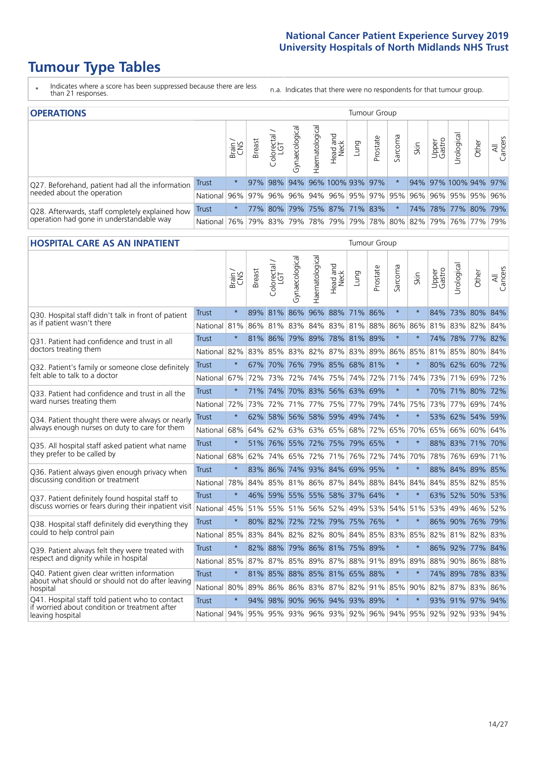# Tumour Type Tables

\* Indicates where a score has been suppressed because there are less than 21 responses.

n.a. Indicates that there were no respondents for that tumour group.

## OPERATIONS

| | | Brain / CNS | Breast | Colorectal / LGT | Gynaecological | Haematological | Head and Neck | Lung | Prostate | Sarcoma | Skin | Upper Gastro | Urological | Other | All Cancers |
|---|---|---|---|---|---|---|---|---|---|---|---|---|---|---|---|
| Q27. Beforehand, patient had all the information needed about the operation | Trust | * | 97% | 98% | 94% | 96% | 100% | 93% | 97% | * | 94% | 97% | 100% | 94% | 97% |
| | National | 96% | 97% | 96% | 96% | 94% | 96% | 95% | 97% | 95% | 96% | 96% | 95% | 95% | 96% |
| Q28. Afterwards, staff completely explained how operation had gone in understandable way | Trust | * | 77% | 80% | 79% | 75% | 87% | 71% | 83% | * | 74% | 78% | 77% | 80% | 79% |
| | National | 76% | 79% | 83% | 79% | 78% | 79% | 79% | 78% | 80% | 82% | 79% | 76% | 77% | 79% |

## HOSPITAL CARE AS AN INPATIENT

| | | Brain / CNS | Breast | Colorectal / LGT | Gynaecological | Haematological | Head and Neck | Lung | Prostate | Sarcoma | Skin | Upper Gastro | Urological | Other | All Cancers |
|---|---|---|---|---|---|---|---|---|---|---|---|---|---|---|---|
| Q30. Hospital staff didn't talk in front of patient as if patient wasn't there | Trust | * | 89% | 81% | 86% | 96% | 88% | 71% | 86% | * | * | 84% | 73% | 80% | 84% |
| | National | 81% | 86% | 81% | 83% | 84% | 83% | 81% | 88% | 86% | 86% | 81% | 83% | 82% | 84% |
| Q31. Patient had confidence and trust in all doctors treating them | Trust | * | 81% | 86% | 79% | 89% | 78% | 81% | 89% | * | * | 74% | 78% | 77% | 82% |
| | National | 82% | 83% | 85% | 83% | 82% | 87% | 83% | 89% | 86% | 85% | 81% | 85% | 80% | 84% |
| Q32. Patient's family or someone close definitely felt able to talk to a doctor | Trust | * | 67% | 70% | 76% | 79% | 85% | 68% | 81% | * | * | 80% | 62% | 60% | 72% |
| | National | 67% | 72% | 73% | 72% | 74% | 75% | 74% | 72% | 71% | 74% | 73% | 71% | 69% | 72% |
| Q33. Patient had confidence and trust in all the ward nurses treating them | Trust | * | 71% | 74% | 70% | 83% | 56% | 63% | 69% | * | * | 70% | 71% | 80% | 72% |
| | National | 72% | 73% | 72% | 71% | 77% | 75% | 77% | 79% | 74% | 75% | 73% | 77% | 69% | 74% |
| Q34. Patient thought there were always or nearly always enough nurses on duty to care for them | Trust | * | 62% | 58% | 56% | 58% | 59% | 49% | 74% | * | * | 53% | 62% | 54% | 59% |
| | National | 68% | 64% | 62% | 63% | 63% | 65% | 68% | 72% | 65% | 70% | 65% | 66% | 60% | 64% |
| Q35. All hospital staff asked patient what name they prefer to be called by | Trust | * | 51% | 76% | 55% | 72% | 75% | 79% | 65% | * | * | 88% | 83% | 71% | 70% |
| | National | 68% | 62% | 74% | 65% | 72% | 71% | 76% | 72% | 74% | 70% | 78% | 76% | 69% | 71% |
| Q36. Patient always given enough privacy when discussing condition or treatment | Trust | * | 83% | 86% | 74% | 93% | 84% | 69% | 95% | * | * | 88% | 84% | 89% | 85% |
| | National | 78% | 84% | 85% | 81% | 86% | 87% | 84% | 88% | 84% | 84% | 84% | 85% | 82% | 85% |
| Q37. Patient definitely found hospital staff to discuss worries or fears during their inpatient visit | Trust | * | 46% | 59% | 55% | 55% | 58% | 37% | 64% | * | * | 63% | 52% | 50% | 53% |
| | National | 45% | 51% | 55% | 51% | 56% | 52% | 49% | 53% | 54% | 51% | 53% | 49% | 46% | 52% |
| Q38. Hospital staff definitely did everything they could to help control pain | Trust | * | 80% | 82% | 72% | 72% | 79% | 75% | 76% | * | * | 86% | 90% | 76% | 79% |
| | National | 85% | 83% | 84% | 82% | 82% | 80% | 84% | 85% | 83% | 85% | 82% | 81% | 82% | 83% |
| Q39. Patient always felt they were treated with respect and dignity while in hospital | Trust | * | 82% | 88% | 79% | 86% | 81% | 75% | 89% | * | * | 86% | 92% | 77% | 84% |
| | National | 85% | 87% | 87% | 85% | 89% | 87% | 88% | 91% | 89% | 89% | 88% | 90% | 86% | 88% |
| Q40. Patient given clear written information about what should or should not do after leaving hospital | Trust | * | 81% | 85% | 88% | 85% | 81% | 65% | 88% | * | * | 74% | 89% | 78% | 83% |
| | National | 80% | 89% | 86% | 86% | 83% | 87% | 82% | 91% | 85% | 90% | 82% | 87% | 83% | 86% |
| Q41. Hospital staff told patient who to contact if worried about condition or treatment after leaving hospital | Trust | * | 94% | 98% | 90% | 96% | 94% | 93% | 89% | * | * | 93% | 91% | 97% | 94% |
| | National | 94% | 95% | 95% | 93% | 96% | 93% | 92% | 96% | 94% | 95% | 92% | 92% | 93% | 94% |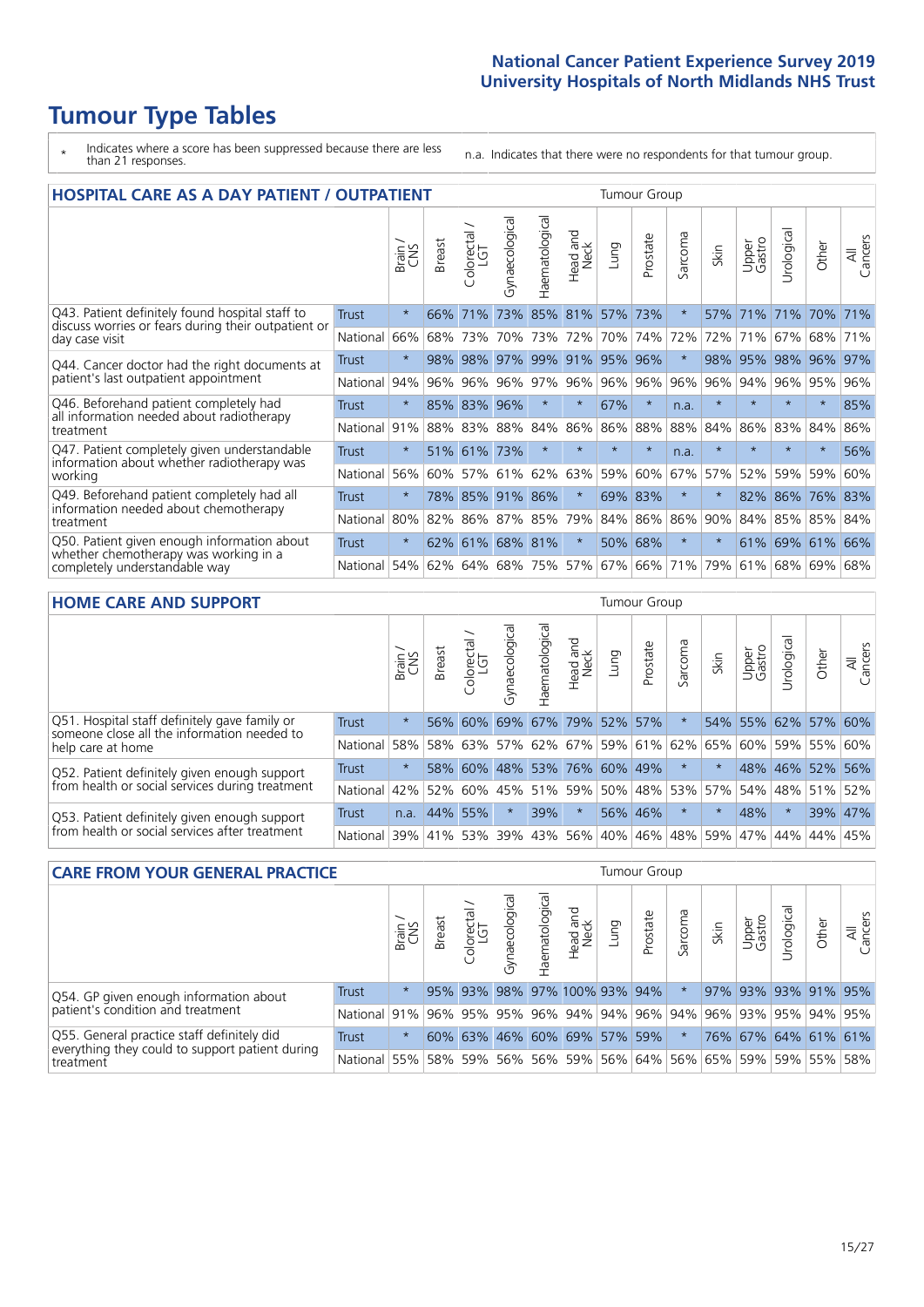# Tumour Type Tables

\* Indicates where a score has been suppressed because there are less than 21 responses.

n.a. Indicates that there were no respondents for that tumour group.

## HOSPITAL CARE AS A DAY PATIENT / OUTPATIENT

| | | Brain / CNS | Breast | Colorectal / LGT | Gynaecological | Haematological | Head and Neck | Lung | Prostate | Sarcoma | Skin | Upper Gastro | Urological | Other | All Cancers |
|---|---|---|---|---|---|---|---|---|---|---|---|---|---|---|---|
| Q43. Patient definitely found hospital staff to discuss worries or fears during their outpatient or day case visit | Trust | * | 66% | 71% | 73% | 85% | 81% | 57% | 73% | * | 57% | 71% | 71% | 70% | 71% |
| | National | 66% | 68% | 73% | 70% | 73% | 72% | 70% | 74% | 72% | 72% | 71% | 67% | 68% | 71% |
| Q44. Cancer doctor had the right documents at patient's last outpatient appointment | Trust | * | 98% | 98% | 97% | 99% | 91% | 95% | 96% | * | 98% | 95% | 98% | 96% | 97% |
| | National | 94% | 96% | 96% | 96% | 97% | 96% | 96% | 96% | 96% | 96% | 94% | 96% | 95% | 96% |
| Q46. Beforehand patient completely had all information needed about radiotherapy treatment | Trust | * | 85% | 83% | 96% | * | * | 67% | * | n.a. | * | * | * | * | 85% |
| | National | 91% | 88% | 83% | 88% | 84% | 86% | 86% | 88% | 88% | 84% | 86% | 83% | 84% | 86% |
| Q47. Patient completely given understandable information about whether radiotherapy was working | Trust | * | 51% | 61% | 73% | * | * | * | * | n.a. | * | * | * | * | 56% |
| | National | 56% | 60% | 57% | 61% | 62% | 63% | 59% | 60% | 67% | 57% | 52% | 59% | 59% | 60% |
| Q49. Beforehand patient completely had all information needed about chemotherapy treatment | Trust | * | 78% | 85% | 91% | 86% | * | 69% | 83% | * | * | 82% | 86% | 76% | 83% |
| | National | 80% | 82% | 86% | 87% | 85% | 79% | 84% | 86% | 86% | 90% | 84% | 85% | 85% | 84% |
| Q50. Patient given enough information about whether chemotherapy was working in a completely understandable way | Trust | * | 62% | 61% | 68% | 81% | * | 50% | 68% | * | * | 61% | 69% | 61% | 66% |
| | National | 54% | 62% | 64% | 68% | 75% | 57% | 67% | 66% | 71% | 79% | 61% | 68% | 69% | 68% |

## HOME CARE AND SUPPORT

| | | Brain / CNS | Breast | Colorectal / LGT | Gynaecological | Haematological | Head and Neck | Lung | Prostate | Sarcoma | Skin | Upper Gastro | Urological | Other | All Cancers |
|---|---|---|---|---|---|---|---|---|---|---|---|---|---|---|---|
| Q51. Hospital staff definitely gave family or someone close all the information needed to help care at home | Trust | * | 56% | 60% | 69% | 67% | 79% | 52% | 57% | * | 54% | 55% | 62% | 57% | 60% |
| | National | 58% | 58% | 63% | 57% | 62% | 67% | 59% | 61% | 62% | 65% | 60% | 59% | 55% | 60% |
| Q52. Patient definitely given enough support from health or social services during treatment | Trust | * | 58% | 60% | 48% | 53% | 76% | 60% | 49% | * | * | 48% | 46% | 52% | 56% |
| | National | 42% | 52% | 60% | 45% | 51% | 59% | 50% | 48% | 53% | 57% | 54% | 48% | 51% | 52% |
| Q53. Patient definitely given enough support from health or social services after treatment | Trust | n.a. | 44% | 55% | * | 39% | * | 56% | 46% | * | * | 48% | * | 39% | 47% |
| | National | 39% | 41% | 53% | 39% | 43% | 56% | 40% | 46% | 48% | 59% | 47% | 44% | 44% | 45% |

## CARE FROM YOUR GENERAL PRACTICE

| | | Brain / CNS | Breast | Colorectal / LGT | Gynaecological | Haematological | Head and Neck | Lung | Prostate | Sarcoma | Skin | Upper Gastro | Urological | Other | All Cancers |
|---|---|---|---|---|---|---|---|---|---|---|---|---|---|---|---|
| Q54. GP given enough information about patient's condition and treatment | Trust | * | 95% | 93% | 98% | 97% | 100% | 93% | 94% | * | 97% | 93% | 93% | 91% | 95% |
| | National | 91% | 96% | 95% | 95% | 96% | 94% | 94% | 96% | 94% | 96% | 93% | 95% | 94% | 95% |
| Q55. General practice staff definitely did everything they could to support patient during treatment | Trust | * | 60% | 63% | 46% | 60% | 69% | 57% | 59% | * | 76% | 67% | 64% | 61% | 61% |
| | National | 55% | 58% | 59% | 56% | 56% | 59% | 56% | 64% | 56% | 65% | 59% | 59% | 55% | 58% |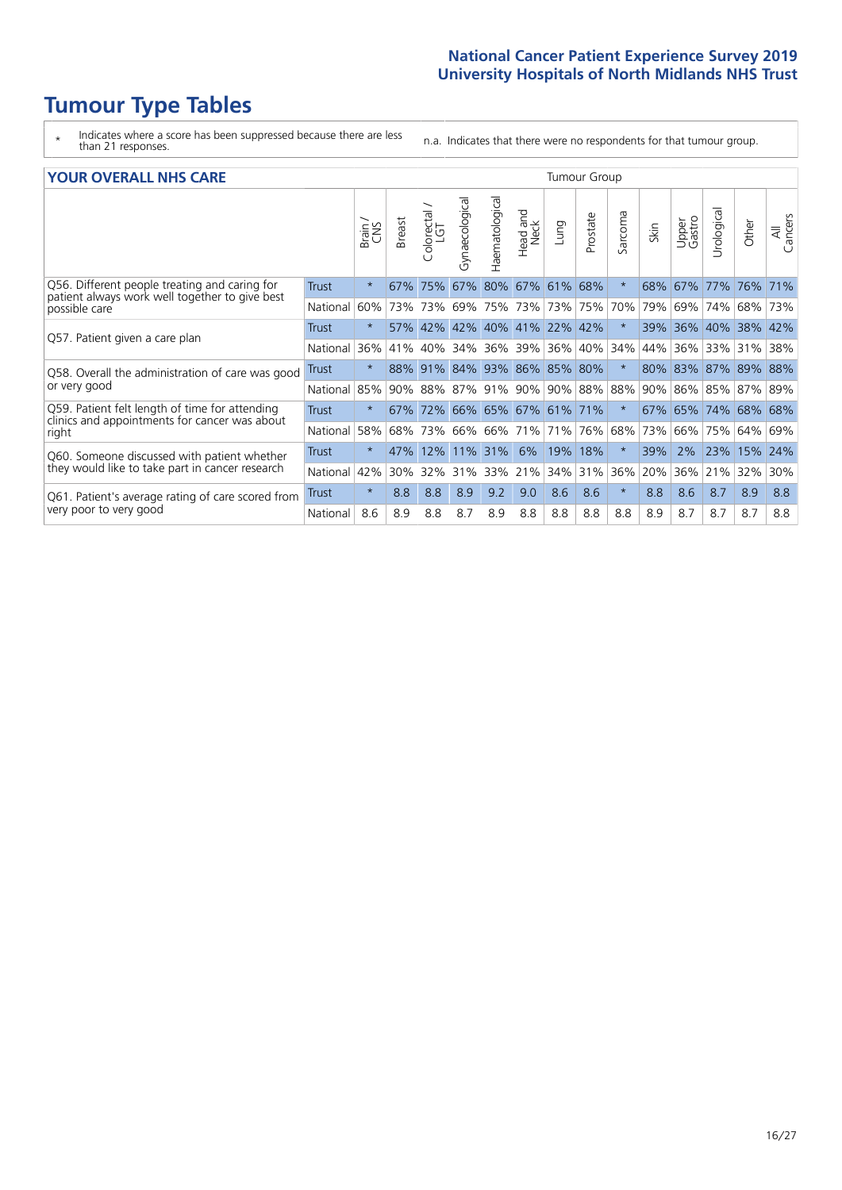# Tumour Type Tables

- \* Indicates where a score has been suppressed because there are less than 21 responses.
- n.a. Indicates that there were no respondents for that tumour group.

## YOUR OVERALL NHS CARE

| | | Brain / CNS | Breast | Colorectal / LGT | Gynaecological | Haematological | Head and Neck | Lung | Prostate | Sarcoma | Skin | Upper Gastro | Urological | Other | All Cancers |
|---|---|---|---|---|---|---|---|---|---|---|---|---|---|---|---|
| Q56. Different people treating and caring for patient always work well together to give best possible care | Trust | * | 67% | 75% | 67% | 80% | 67% | 61% | 68% | * | 68% | 67% | 77% | 76% | 71% |
| | National | 60% | 73% | 73% | 69% | 75% | 73% | 73% | 75% | 70% | 79% | 69% | 74% | 68% | 73% |
| Q57. Patient given a care plan | Trust | * | 57% | 42% | 42% | 40% | 41% | 22% | 42% | * | 39% | 36% | 40% | 38% | 42% |
| | National | 36% | 41% | 40% | 34% | 36% | 39% | 36% | 40% | 34% | 44% | 36% | 33% | 31% | 38% |
| Q58. Overall the administration of care was good or very good | Trust | * | 88% | 91% | 84% | 93% | 86% | 85% | 80% | * | 80% | 83% | 87% | 89% | 88% |
| | National | 85% | 90% | 88% | 87% | 91% | 90% | 90% | 88% | 88% | 90% | 86% | 85% | 87% | 89% |
| Q59. Patient felt length of time for attending clinics and appointments for cancer was about right | Trust | * | 67% | 72% | 66% | 65% | 67% | 61% | 71% | * | 67% | 65% | 74% | 68% | 68% |
| | National | 58% | 68% | 73% | 66% | 66% | 71% | 71% | 76% | 68% | 73% | 66% | 75% | 64% | 69% |
| Q60. Someone discussed with patient whether they would like to take part in cancer research | Trust | * | 47% | 12% | 11% | 31% | 6% | 19% | 18% | * | 39% | 2% | 23% | 15% | 24% |
| | National | 42% | 30% | 32% | 31% | 33% | 21% | 34% | 31% | 36% | 20% | 36% | 21% | 32% | 30% |
| Q61. Patient's average rating of care scored from very poor to very good | Trust | * | 8.8 | 8.8 | 8.9 | 9.2 | 9.0 | 8.6 | 8.6 | * | 8.8 | 8.6 | 8.7 | 8.9 | 8.8 |
| | National | 8.6 | 8.9 | 8.8 | 8.7 | 8.9 | 8.8 | 8.8 | 8.8 | 8.8 | 8.9 | 8.7 | 8.7 | 8.7 | 8.8 |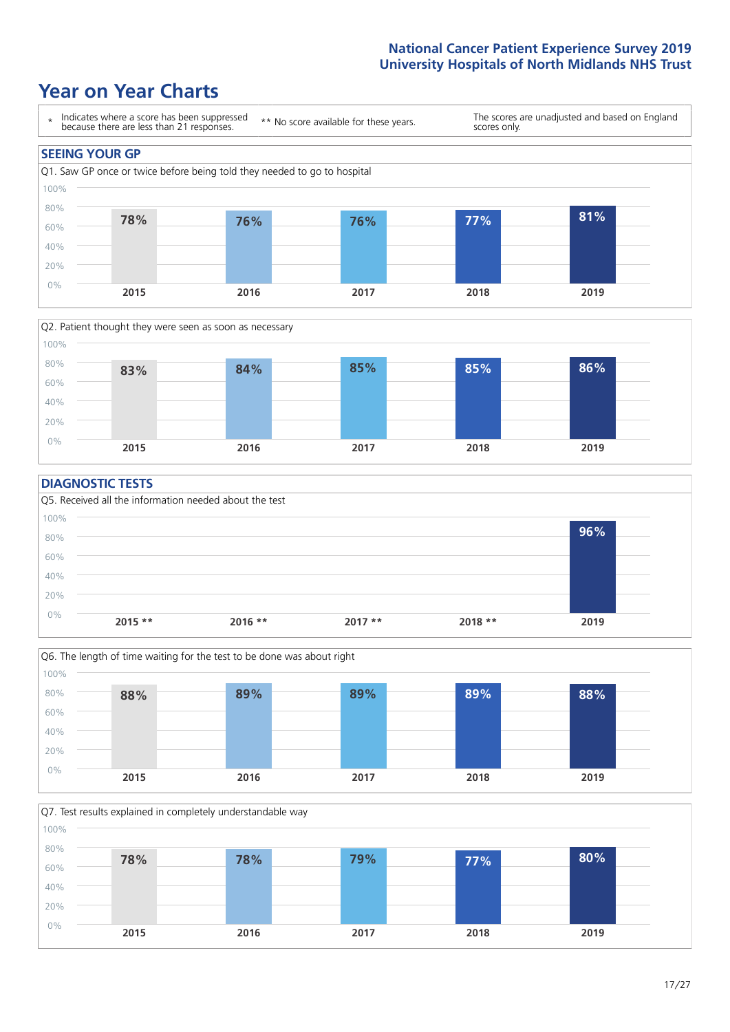# Year on Year Charts

\* Indicates where a score has been suppressed because there are less than 21 responses. ** No score available for these years. The scores are unadjusted and based on England scores only.

## SEEING YOUR GP

Q1. Saw GP once or twice before being told they needed to go to hospital

| 2015 | 2016 | 2017 | 2018 | 2019 |
|---|---|---|---|---|
| 78% | 76% | 76% | 77% | 81% |

Q2. Patient thought they were seen as soon as necessary

| 2015 | 2016 | 2017 | 2018 | 2019 |
|---|---|---|---|---|
| 83% | 84% | 85% | 85% | 86% |

## DIAGNOSTIC TESTS

Q5. Received all the information needed about the test

| 2015 ** | 2016 ** | 2017 ** | 2018 ** | 2019 |
|---|---|---|---|---|
| | | | | 96% |

Q6. The length of time waiting for the test to be done was about right

| 2015 | 2016 | 2017 | 2018 | 2019 |
|---|---|---|---|---|
| 88% | 89% | 89% | 89% | 88% |

Q7. Test results explained in completely understandable way

| 2015 | 2016 | 2017 | 2018 | 2019 |
|---|---|---|---|---|
| 78% | 78% | 79% | 77% | 80% |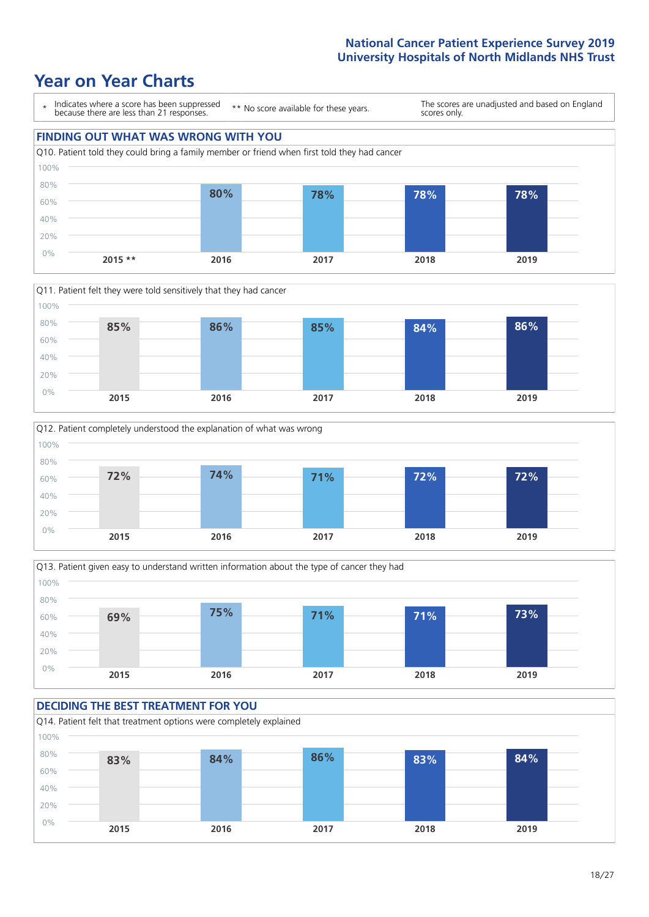# Year on Year Charts

\* Indicates where a score has been suppressed because there are less than 21 responses.

\*\* No score available for these years.

The scores are unadjusted and based on England scores only.

## FINDING OUT WHAT WAS WRONG WITH YOU

Q10. Patient told they could bring a family member or friend when first told they had cancer

| 2015 ** | 2016 | 2017 | 2018 | 2019 |
|---|---|---|---|---|
| | 80% | 78% | 78% | 78% |

Q11. Patient felt they were told sensitively that they had cancer

| 2015 | 2016 | 2017 | 2018 | 2019 |
|---|---|---|---|---|
| 85% | 86% | 85% | 84% | 86% |

Q12. Patient completely understood the explanation of what was wrong

| 2015 | 2016 | 2017 | 2018 | 2019 |
|---|---|---|---|---|
| 72% | 74% | 71% | 72% | 72% |

Q13. Patient given easy to understand written information about the type of cancer they had

| 2015 | 2016 | 2017 | 2018 | 2019 |
|---|---|---|---|---|
| 69% | 75% | 71% | 71% | 73% |

## DECIDING THE BEST TREATMENT FOR YOU

Q14. Patient felt that treatment options were completely explained

| 2015 | 2016 | 2017 | 2018 | 2019 |
|---|---|---|---|---|
| 83% | 84% | 86% | 83% | 84% |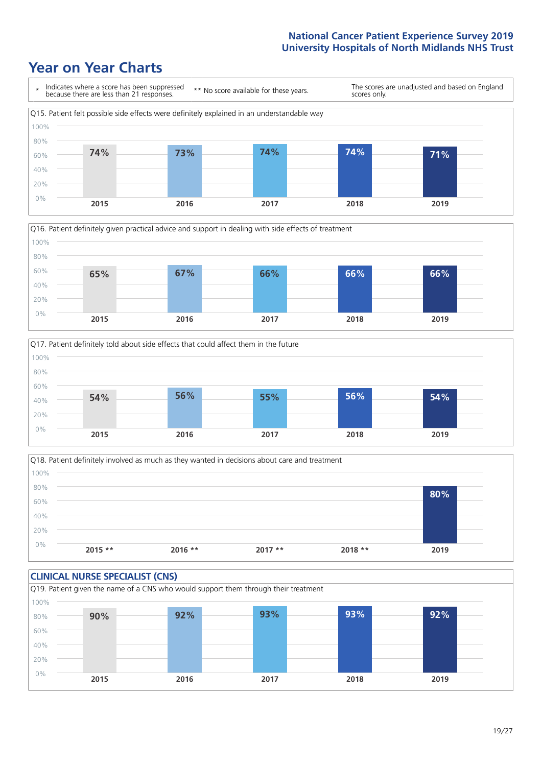# Year on Year Charts

| * Indicates where a score has been suppressed because there are less than 21 responses. | ** No score available for these years. | The scores are unadjusted and based on England scores only. |
|---|---|---|

Q15. Patient felt possible side effects were definitely explained in an understandable way

| 2015 | 2016 | 2017 | 2018 | 2019 |
|---|---|---|---|---|
| 74% | 73% | 74% | 74% | 71% |

Q16. Patient definitely given practical advice and support in dealing with side effects of treatment

| 2015 | 2016 | 2017 | 2018 | 2019 |
|---|---|---|---|---|
| 65% | 67% | 66% | 66% | 66% |

Q17. Patient definitely told about side effects that could affect them in the future

| 2015 | 2016 | 2017 | 2018 | 2019 |
|---|---|---|---|---|
| 54% | 56% | 55% | 56% | 54% |

Q18. Patient definitely involved as much as they wanted in decisions about care and treatment

| 2015 ** | 2016 ** | 2017 ** | 2018 ** | 2019 |
|---|---|---|---|---|
| | | | | 80% |

## CLINICAL NURSE SPECIALIST (CNS)

Q19. Patient given the name of a CNS who would support them through their treatment

| 2015 | 2016 | 2017 | 2018 | 2019 |
|---|---|---|---|---|
| 90% | 92% | 93% | 93% | 92% |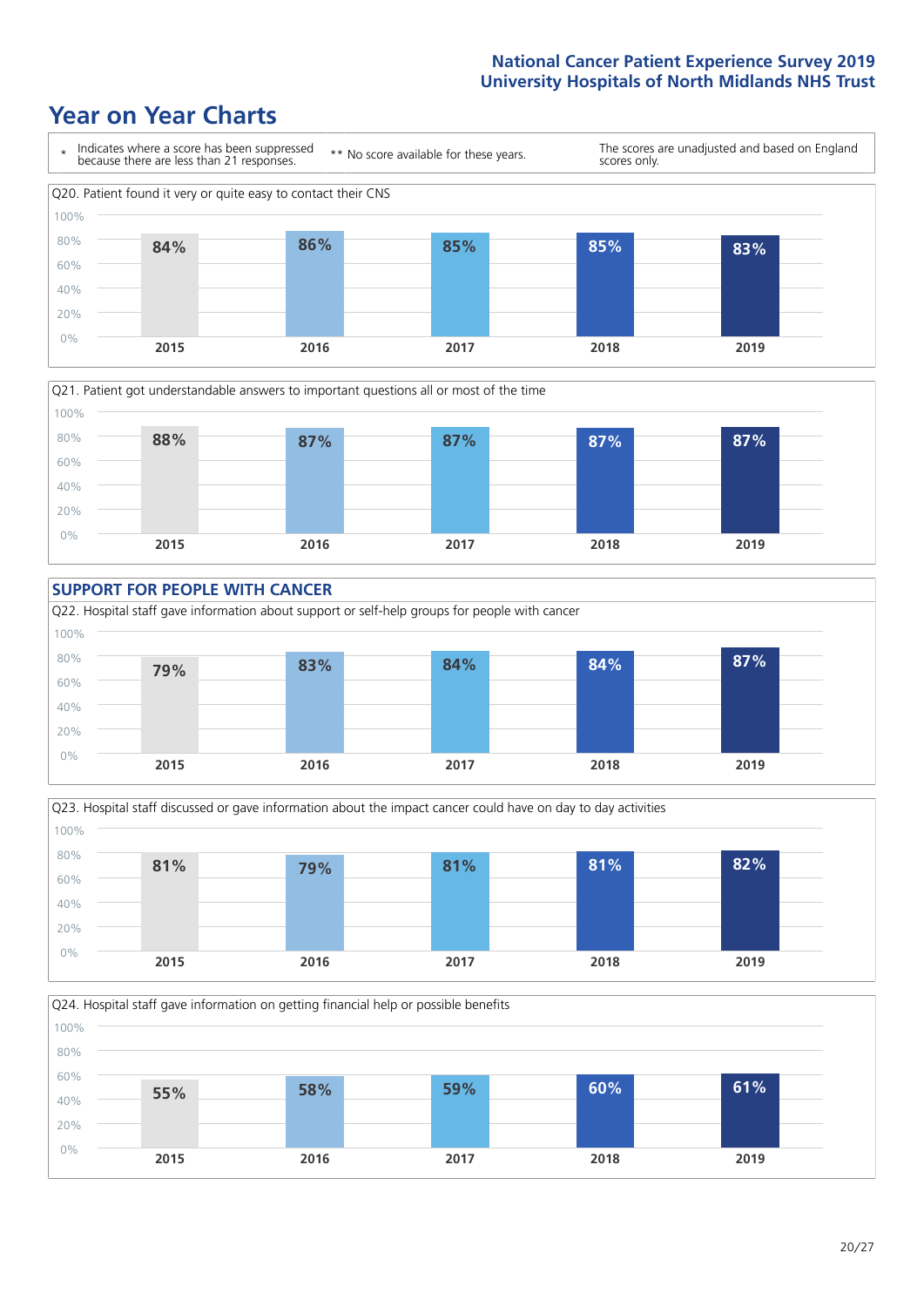# Year on Year Charts

\* Indicates where a score has been suppressed because there are less than 21 responses.

** No score available for these years.

The scores are unadjusted and based on England scores only.

Q20. Patient found it very or quite easy to contact their CNS

| 2015 | 2016 | 2017 | 2018 | 2019 |
|---|---|---|---|---|
| 84% | 86% | 85% | 85% | 83% |

Q21. Patient got understandable answers to important questions all or most of the time

| 2015 | 2016 | 2017 | 2018 | 2019 |
|---|---|---|---|---|
| 88% | 87% | 87% | 87% | 87% |

## SUPPORT FOR PEOPLE WITH CANCER

Q22. Hospital staff gave information about support or self-help groups for people with cancer

| 2015 | 2016 | 2017 | 2018 | 2019 |
|---|---|---|---|---|
| 79% | 83% | 84% | 84% | 87% |

Q23. Hospital staff discussed or gave information about the impact cancer could have on day to day activities

| 2015 | 2016 | 2017 | 2018 | 2019 |
|---|---|---|---|---|
| 81% | 79% | 81% | 81% | 82% |

Q24. Hospital staff gave information on getting financial help or possible benefits

| 2015 | 2016 | 2017 | 2018 | 2019 |
|---|---|---|---|---|
| 55% | 58% | 59% | 60% | 61% |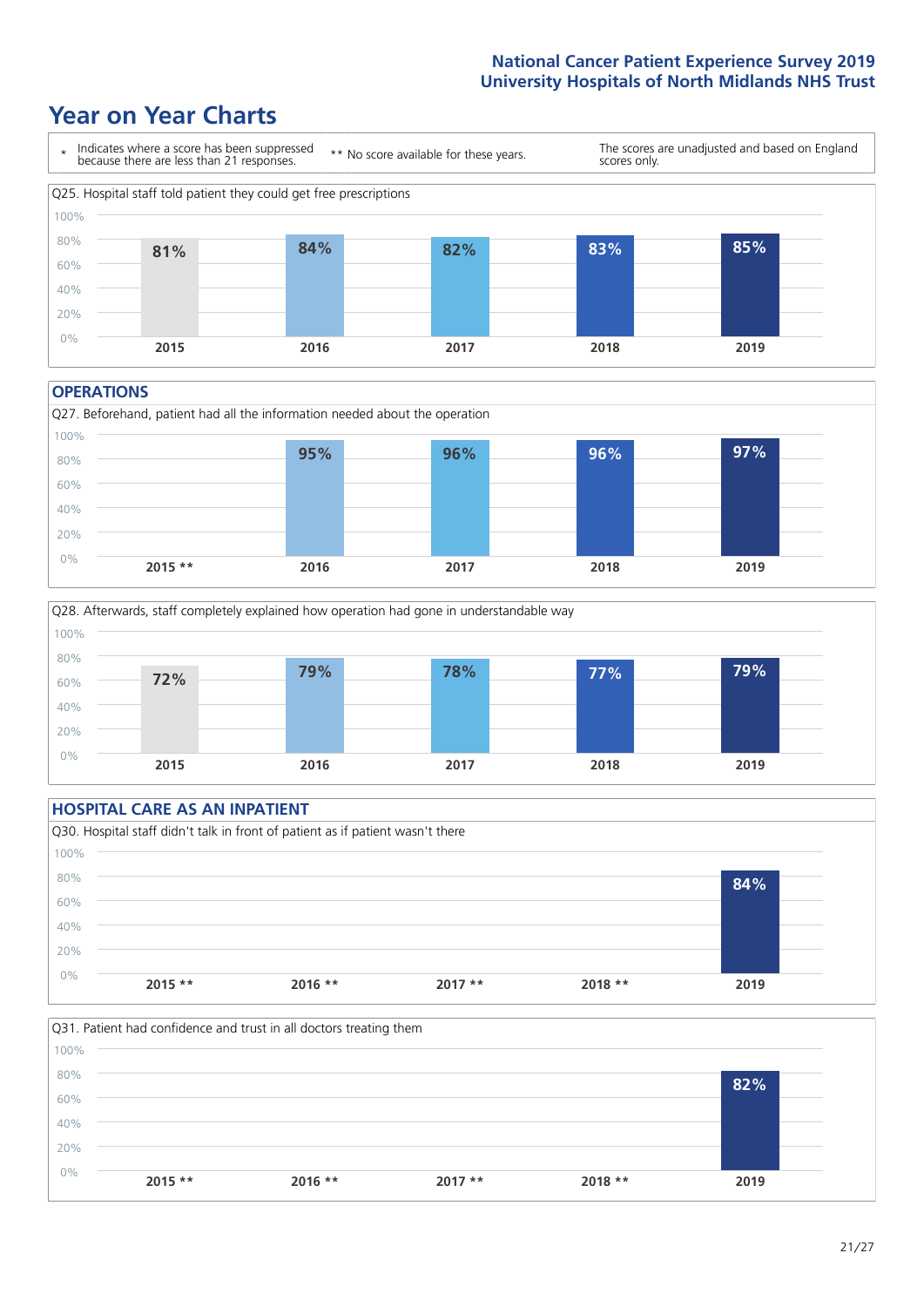# Year on Year Charts

\* Indicates where a score has been suppressed because there are less than 21 responses.

** No score available for these years.

The scores are unadjusted and based on England scores only.

Q25. Hospital staff told patient they could get free prescriptions

| 2015 | 2016 | 2017 | 2018 | 2019 |
|---|---|---|---|---|
| 81% | 84% | 82% | 83% | 85% |

## OPERATIONS

Q27. Beforehand, patient had all the information needed about the operation

| 2015 ** | 2016 | 2017 | 2018 | 2019 |
|---|---|---|---|---|
| | 95% | 96% | 96% | 97% |

Q28. Afterwards, staff completely explained how operation had gone in understandable way

| 2015 | 2016 | 2017 | 2018 | 2019 |
|---|---|---|---|---|
| 72% | 79% | 78% | 77% | 79% |

## HOSPITAL CARE AS AN INPATIENT

Q30. Hospital staff didn't talk in front of patient as if patient wasn't there

| 2015 ** | 2016 ** | 2017 ** | 2018 ** | 2019 |
|---|---|---|---|---|
| | | | | 84% |

Q31. Patient had confidence and trust in all doctors treating them

| 2015 ** | 2016 ** | 2017 ** | 2018 ** | 2019 |
|---|---|---|---|---|
| | | | | 82% |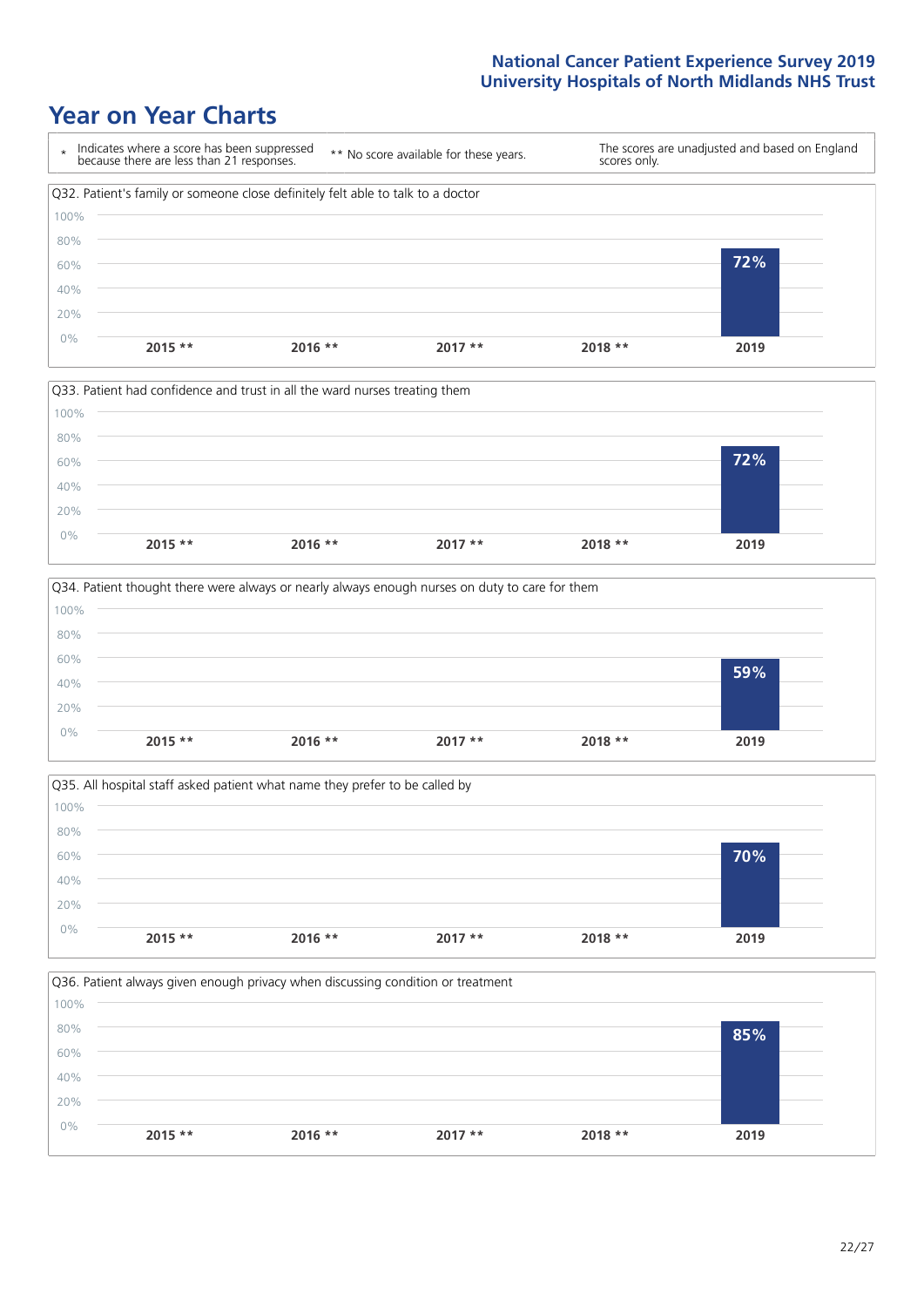# Year on Year Charts

\* Indicates where a score has been suppressed because there are less than 21 responses.

** No score available for these years.

The scores are unadjusted and based on England scores only.

Q32. Patient's family or someone close definitely felt able to talk to a doctor

| 2015 ** | 2016 ** | 2017 ** | 2018 ** | 2019 |
|---|---|---|---|---|
| | | | | 72% |

Q33. Patient had confidence and trust in all the ward nurses treating them

| 2015 ** | 2016 ** | 2017 ** | 2018 ** | 2019 |
|---|---|---|---|---|
| | | | | 72% |

Q34. Patient thought there were always or nearly always enough nurses on duty to care for them

| 2015 ** | 2016 ** | 2017 ** | 2018 ** | 2019 |
|---|---|---|---|---|
| | | | | 59% |

Q35. All hospital staff asked patient what name they prefer to be called by

| 2015 ** | 2016 ** | 2017 ** | 2018 ** | 2019 |
|---|---|---|---|---|
| | | | | 70% |

Q36. Patient always given enough privacy when discussing condition or treatment

| 2015 ** | 2016 ** | 2017 ** | 2018 ** | 2019 |
|---|---|---|---|---|
| | | | | 85% |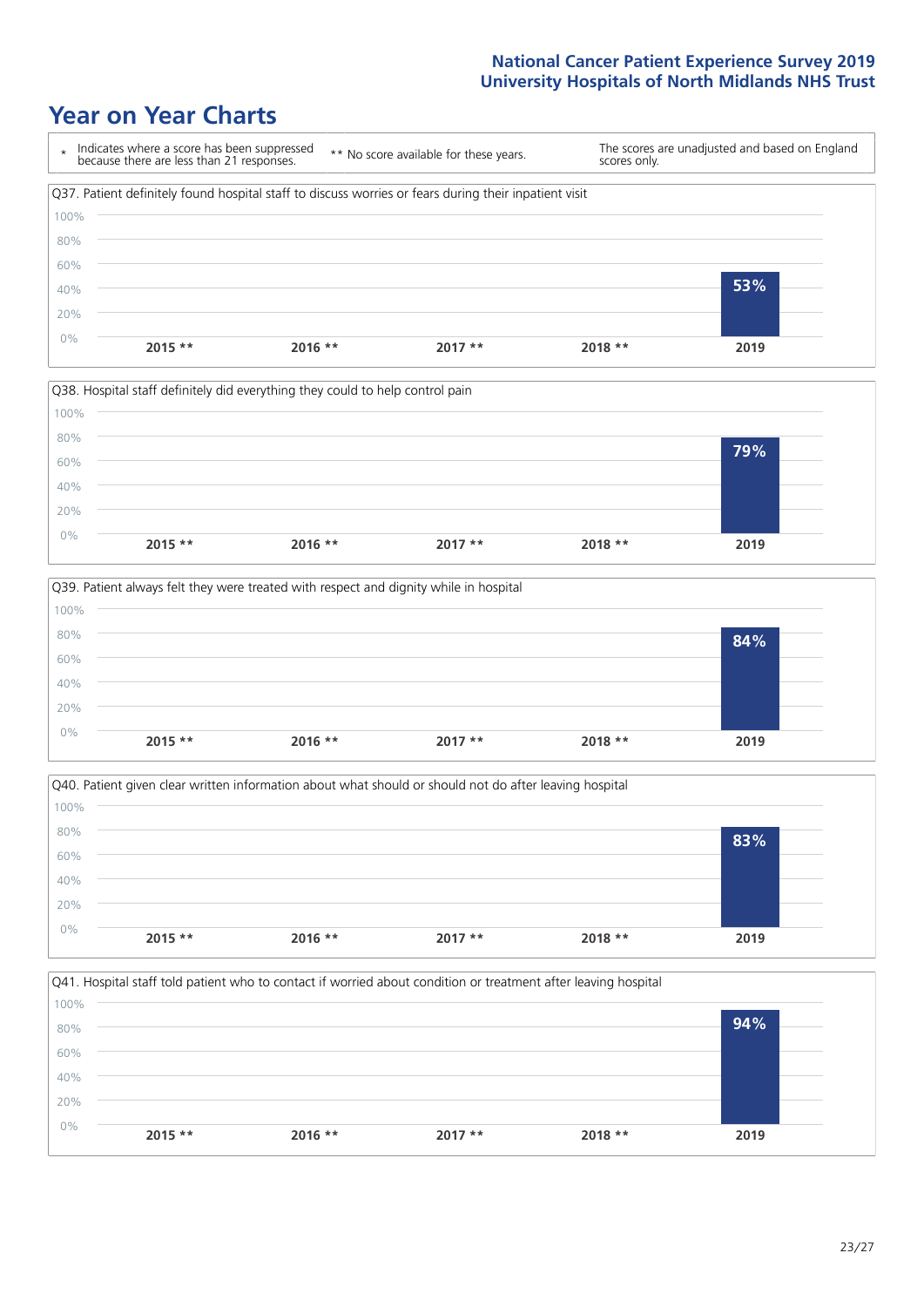# Year on Year Charts

\* Indicates where a score has been suppressed because there are less than 21 responses.

** No score available for these years.

The scores are unadjusted and based on England scores only.

Q37. Patient definitely found hospital staff to discuss worries or fears during their inpatient visit

| 2015 ** | 2016 ** | 2017 ** | 2018 ** | 2019 |
|---|---|---|---|---|
| | | | | 53% |

Q38. Hospital staff definitely did everything they could to help control pain

| 2015 ** | 2016 ** | 2017 ** | 2018 ** | 2019 |
|---|---|---|---|---|
| | | | | 79% |

Q39. Patient always felt they were treated with respect and dignity while in hospital

| 2015 ** | 2016 ** | 2017 ** | 2018 ** | 2019 |
|---|---|---|---|---|
| | | | | 84% |

Q40. Patient given clear written information about what should or should not do after leaving hospital

| 2015 ** | 2016 ** | 2017 ** | 2018 ** | 2019 |
|---|---|---|---|---|
| | | | | 83% |

Q41. Hospital staff told patient who to contact if worried about condition or treatment after leaving hospital

| 2015 ** | 2016 ** | 2017 ** | 2018 ** | 2019 |
|---|---|---|---|---|
| | | | | 94% |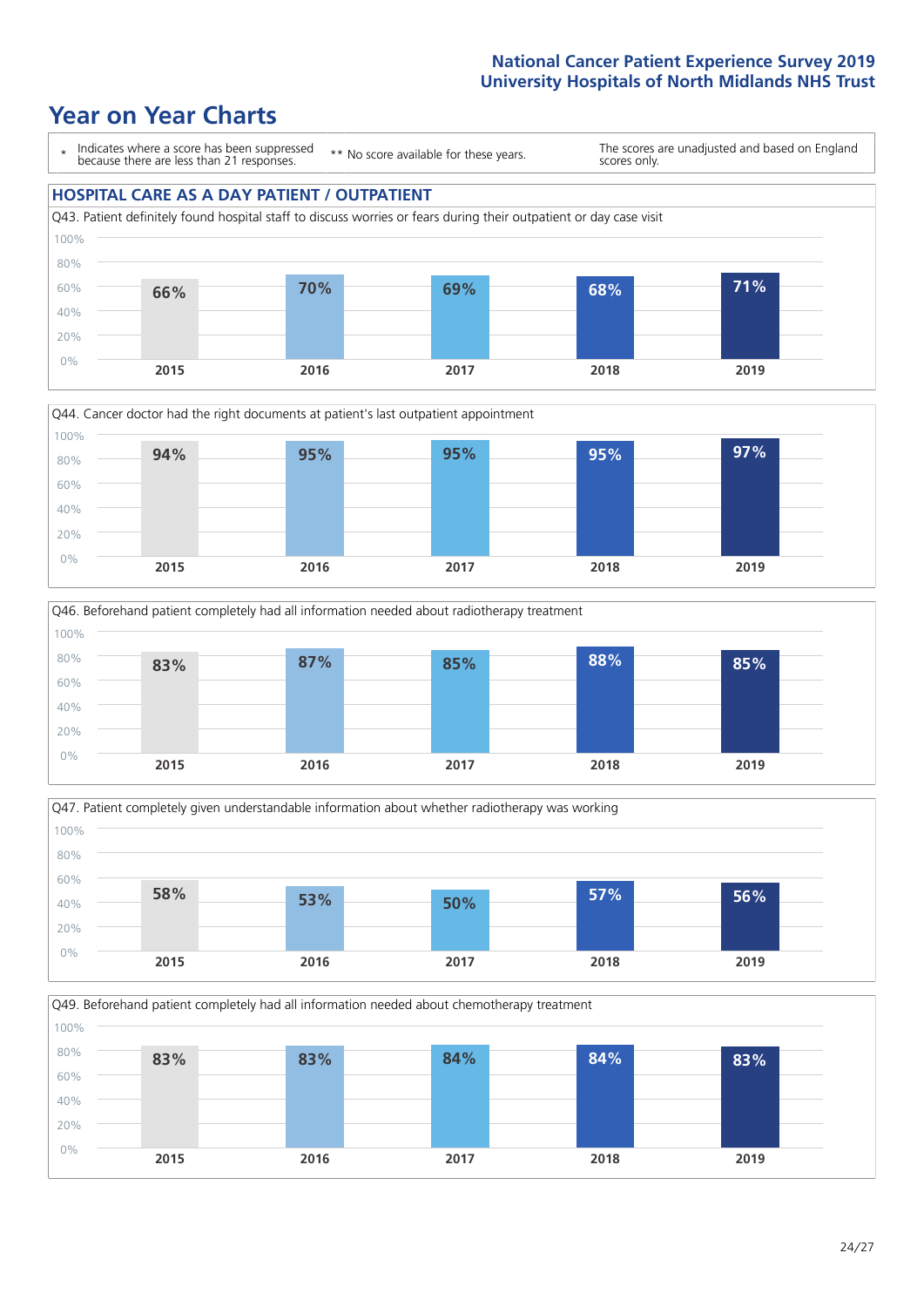# Year on Year Charts

\* Indicates where a score has been suppressed because there are less than 21 responses.

\*\* No score available for these years.

The scores are unadjusted and based on England scores only.

## HOSPITAL CARE AS A DAY PATIENT / OUTPATIENT

Q43. Patient definitely found hospital staff to discuss worries or fears during their outpatient or day case visit

| 2015 | 2016 | 2017 | 2018 | 2019 |
|---|---|---|---|---|
| 66% | 70% | 69% | 68% | 71% |

Q44. Cancer doctor had the right documents at patient's last outpatient appointment

| 2015 | 2016 | 2017 | 2018 | 2019 |
|---|---|---|---|---|
| 94% | 95% | 95% | 95% | 97% |

Q46. Beforehand patient completely had all information needed about radiotherapy treatment

| 2015 | 2016 | 2017 | 2018 | 2019 |
|---|---|---|---|---|
| 83% | 87% | 85% | 88% | 85% |

Q47. Patient completely given understandable information about whether radiotherapy was working

| 2015 | 2016 | 2017 | 2018 | 2019 |
|---|---|---|---|---|
| 58% | 53% | 50% | 57% | 56% |

Q49. Beforehand patient completely had all information needed about chemotherapy treatment

| 2015 | 2016 | 2017 | 2018 | 2019 |
|---|---|---|---|---|
| 83% | 83% | 84% | 84% | 83% |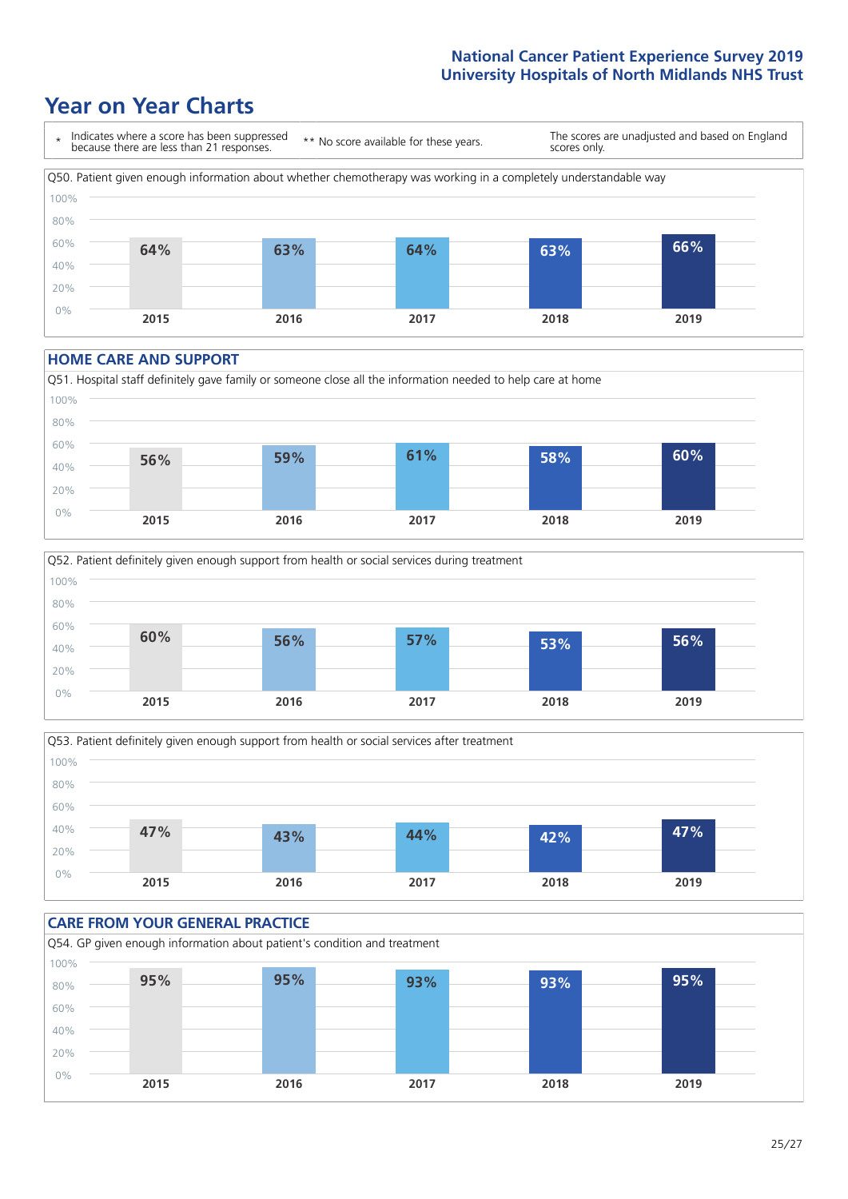# Year on Year Charts

\* Indicates where a score has been suppressed because there are less than 21 responses.

\*\* No score available for these years.

The scores are unadjusted and based on England scores only.

Q50. Patient given enough information about whether chemotherapy was working in a completely understandable way

| 2015 | 2016 | 2017 | 2018 | 2019 |
|---|---|---|---|---|
| 64% | 63% | 64% | 63% | 66% |

## HOME CARE AND SUPPORT

Q51. Hospital staff definitely gave family or someone close all the information needed to help care at home

| 2015 | 2016 | 2017 | 2018 | 2019 |
|---|---|---|---|---|
| 56% | 59% | 61% | 58% | 60% |

Q52. Patient definitely given enough support from health or social services during treatment

| 2015 | 2016 | 2017 | 2018 | 2019 |
|---|---|---|---|---|
| 60% | 56% | 57% | 53% | 56% |

Q53. Patient definitely given enough support from health or social services after treatment

| 2015 | 2016 | 2017 | 2018 | 2019 |
|---|---|---|---|---|
| 47% | 43% | 44% | 42% | 47% |

## CARE FROM YOUR GENERAL PRACTICE

Q54. GP given enough information about patient's condition and treatment

| 2015 | 2016 | 2017 | 2018 | 2019 |
|---|---|---|---|---|
| 95% | 95% | 93% | 93% | 95% |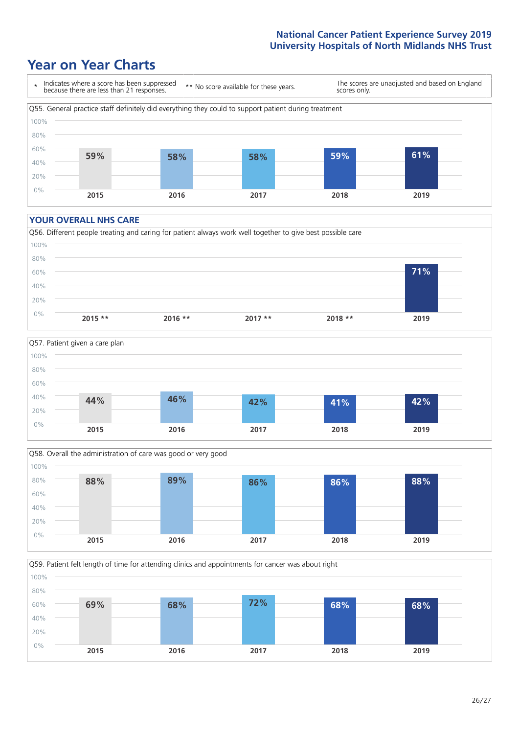# Year on Year Charts

\* Indicates where a score has been suppressed because there are less than 21 responses. ** No score available for these years. The scores are unadjusted and based on England scores only.

Q55. General practice staff definitely did everything they could to support patient during treatment

| 2015 | 2016 | 2017 | 2018 | 2019 |
|---|---|---|---|---|
| 59% | 58% | 58% | 59% | 61% |

## YOUR OVERALL NHS CARE

Q56. Different people treating and caring for patient always work well together to give best possible care

| 2015 ** | 2016 ** | 2017 ** | 2018 ** | 2019 |
|---|---|---|---|---|
| | | | | 71% |

Q57. Patient given a care plan

| 2015 | 2016 | 2017 | 2018 | 2019 |
|---|---|---|---|---|
| 44% | 46% | 42% | 41% | 42% |

Q58. Overall the administration of care was good or very good

| 2015 | 2016 | 2017 | 2018 | 2019 |
|---|---|---|---|---|
| 88% | 89% | 86% | 86% | 88% |

Q59. Patient felt length of time for attending clinics and appointments for cancer was about right

| 2015 | 2016 | 2017 | 2018 | 2019 |
|---|---|---|---|---|
| 69% | 68% | 72% | 68% | 68% |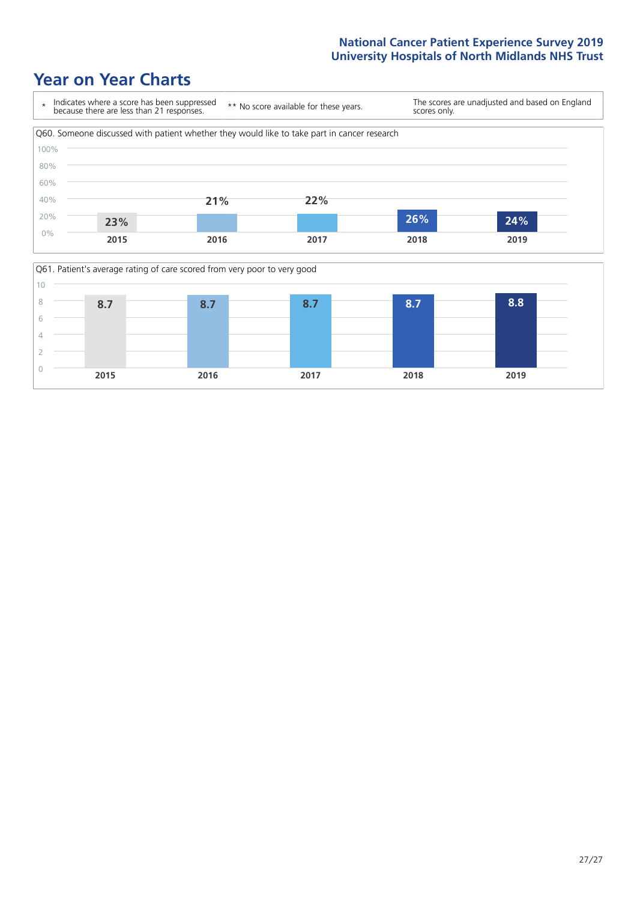# Year on Year Charts

\* Indicates where a score has been suppressed because there are less than 21 responses.

** No score available for these years.

The scores are unadjusted and based on England scores only.

Q60. Someone discussed with patient whether they would like to take part in cancer research

100%
80%
60%
40%
20%
0%

23% 2015
21% 2016
22% 2017
26% 2018
24% 2019

Q61. Patient's average rating of care scored from very poor to very good

10
8
6
4
2
0

8.7 2015
8.7 2016
8.7 2017
8.7 2018
8.8 2019